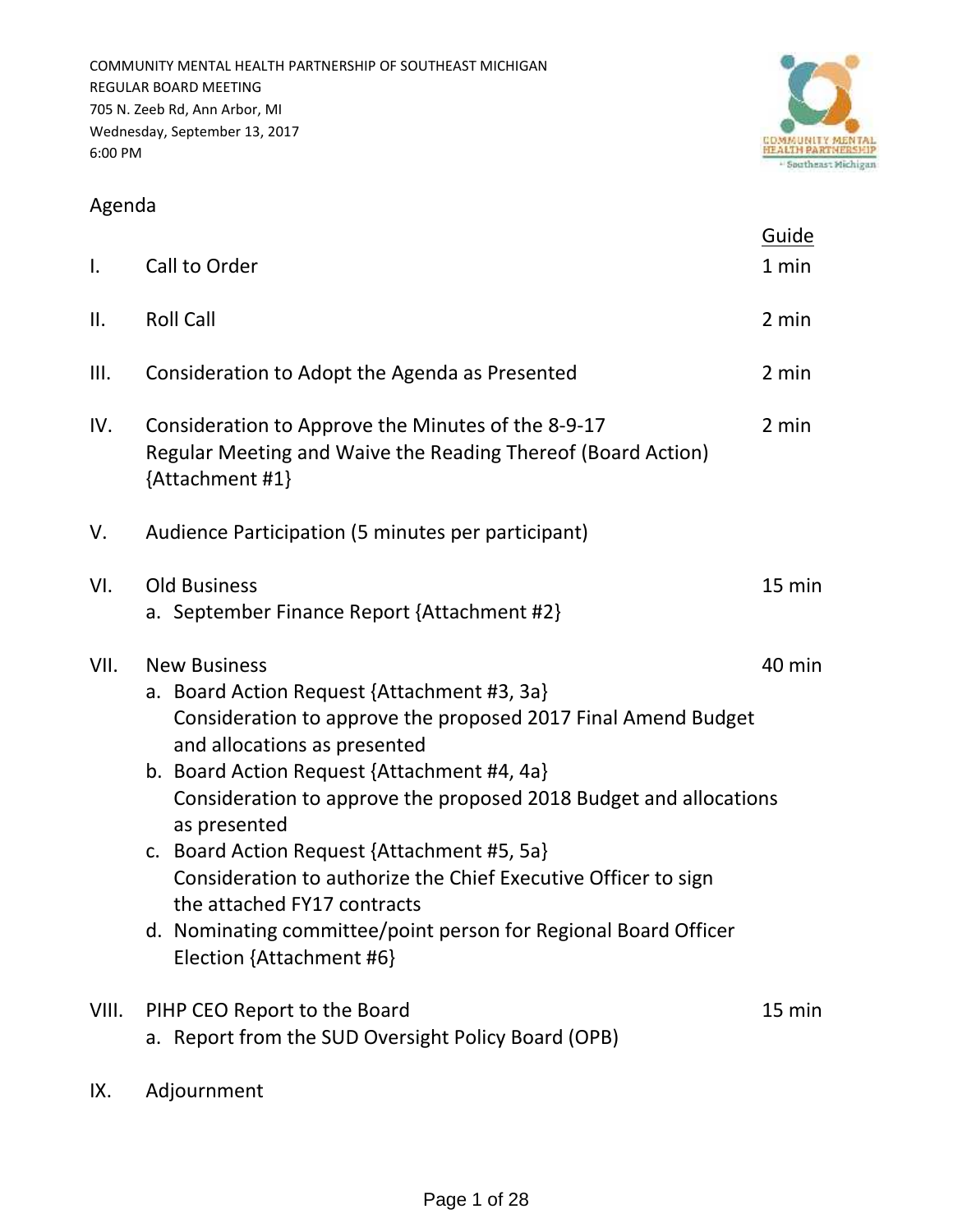COMMUNITY MENTAL HEALTH PARTNERSHIP OF SOUTHEAST MICHIGAN
REGULAR BOARD MEETING
705 N. Zeeb Rd, Ann Arbor, MI
Wednesday, September 13, 2017
6:00 PM

## Agenda

| | | Guide |
|---|---|---|
| I. | Call to Order | 1 min |
| II. | Roll Call | 2 min |
| III. | Consideration to Adopt the Agenda as Presented | 2 min |
| IV. | Consideration to Approve the Minutes of the 8-9-17 Regular Meeting and Waive the Reading Thereof (Board Action) {Attachment #1} | 2 min |
| V. | Audience Participation (5 minutes per participant) | |
| VI. | Old Business<br>a. September Finance Report {Attachment #2} | 15 min |
| VII. | New Business<br>a. Board Action Request {Attachment #3, 3a}<br>Consideration to approve the proposed 2017 Final Amend Budget and allocations as presented<br>b. Board Action Request {Attachment #4, 4a}<br>Consideration to approve the proposed 2018 Budget and allocations as presented<br>c. Board Action Request {Attachment #5, 5a}<br>Consideration to authorize the Chief Executive Officer to sign the attached FY17 contracts<br>d. Nominating committee/point person for Regional Board Officer Election {Attachment #6} | 40 min |
| VIII. | PIHP CEO Report to the Board<br>a. Report from the SUD Oversight Policy Board (OPB) | 15 min |
| IX. | Adjournment | |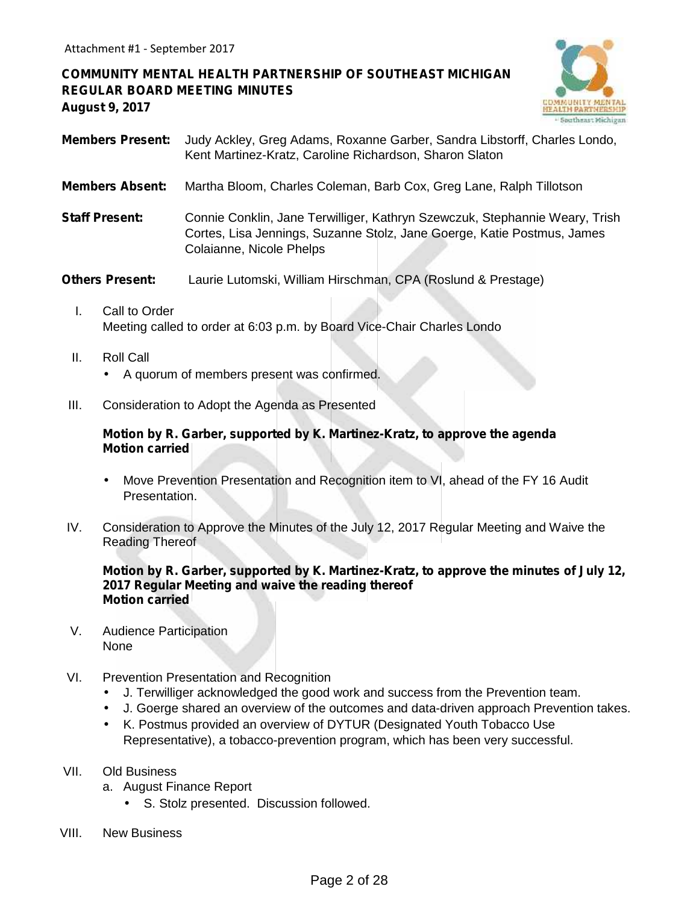Attachment #1 - September 2017

**COMMUNITY MENTAL HEALTH PARTNERSHIP OF SOUTHEAST MICHIGAN**
**REGULAR BOARD MEETING MINUTES**
**August 9, 2017**

**Members Present:** Judy Ackley, Greg Adams, Roxanne Garber, Sandra Libstorff, Charles Londo, Kent Martinez-Kratz, Caroline Richardson, Sharon Slaton

**Members Absent:** Martha Bloom, Charles Coleman, Barb Cox, Greg Lane, Ralph Tillotson

**Staff Present:** Connie Conklin, Jane Terwilliger, Kathryn Szewczuk, Stephannie Weary, Trish Cortes, Lisa Jennings, Suzanne Stolz, Jane Goerge, Katie Postmus, James Colaianne, Nicole Phelps

**Others Present:** Laurie Lutomski, William Hirschman, CPA (Roslund & Prestage)

I. Call to Order
Meeting called to order at 6:03 p.m. by Board Vice-Chair Charles Londo

II. Roll Call
- A quorum of members present was confirmed.

III. Consideration to Adopt the Agenda as Presented

**Motion by R. Garber, supported by K. Martinez-Kratz, to approve the agenda**
**Motion carried**

- Move Prevention Presentation and Recognition item to VI, ahead of the FY 16 Audit Presentation.

IV. Consideration to Approve the Minutes of the July 12, 2017 Regular Meeting and Waive the Reading Thereof

**Motion by R. Garber, supported by K. Martinez-Kratz, to approve the minutes of July 12, 2017 Regular Meeting and waive the reading thereof**
**Motion carried**

V. Audience Participation
None

VI. Prevention Presentation and Recognition
- J. Terwilliger acknowledged the good work and success from the Prevention team.
- J. Goerge shared an overview of the outcomes and data-driven approach Prevention takes.
- K. Postmus provided an overview of DYTUR (Designated Youth Tobacco Use Representative), a tobacco-prevention program, which has been very successful.

VII. Old Business
a. August Finance Report
   - S. Stolz presented. Discussion followed.

VIII. New Business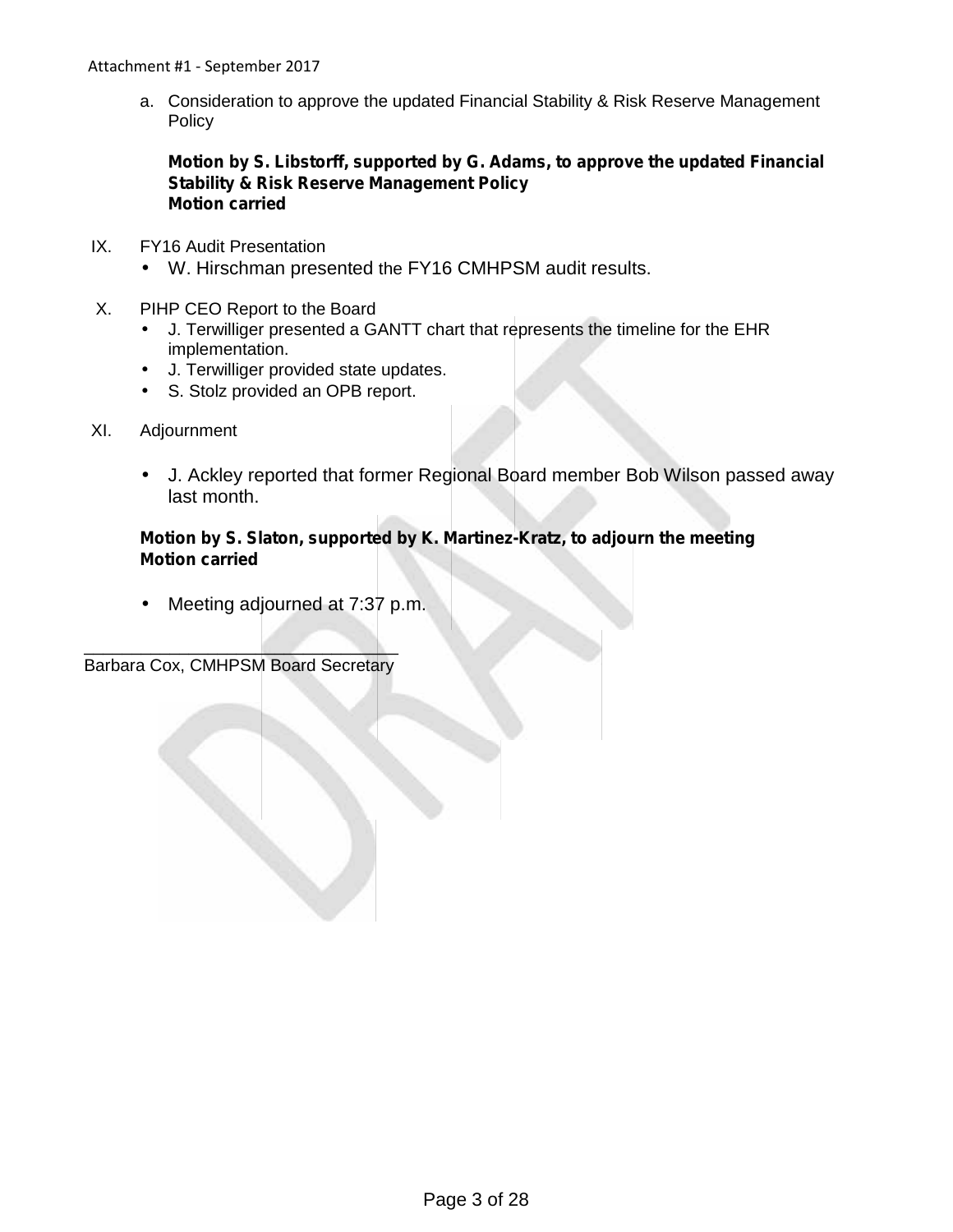Attachment #1 - September 2017

a. Consideration to approve the updated Financial Stability & Risk Reserve Management Policy

   **Motion by S. Libstorff, supported by G. Adams, to approve the updated Financial Stability & Risk Reserve Management Policy**
   **Motion carried**

IX. FY16 Audit Presentation

- W. Hirschman presented the FY16 CMHPSM audit results.

X. PIHP CEO Report to the Board

- J. Terwilliger presented a GANTT chart that represents the timeline for the EHR implementation.
- J. Terwilliger provided state updates.
- S. Stolz provided an OPB report.

XI. Adjournment

- J. Ackley reported that former Regional Board member Bob Wilson passed away last month.

**Motion by S. Slaton, supported by K. Martinez-Kratz, to adjourn the meeting**
**Motion carried**

- Meeting adjourned at 7:37 p.m.

_________________________________
Barbara Cox, CMHPSM Board Secretary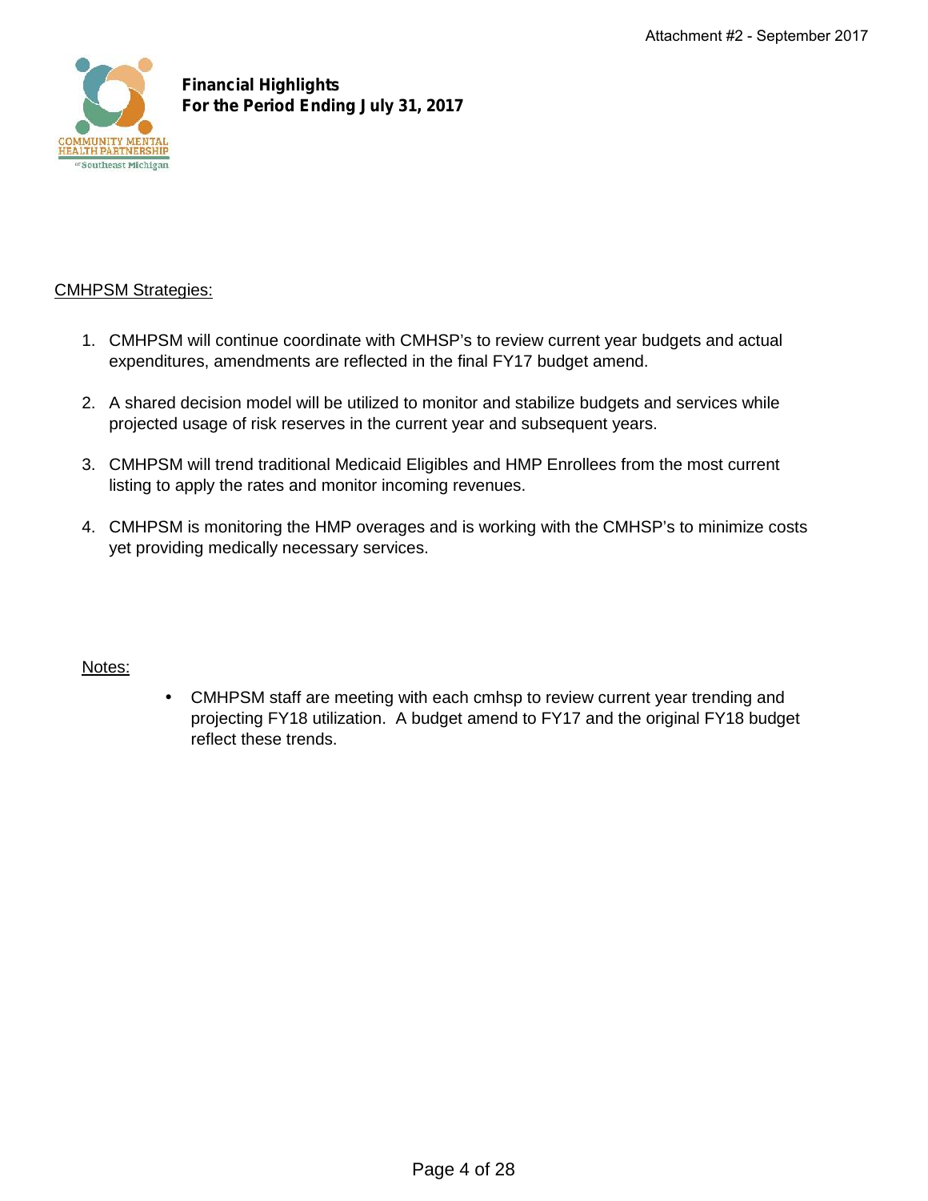**Financial Highlights**
**For the Period Ending July 31, 2017**

CMHPSM Strategies:

1. CMHPSM will continue coordinate with CMHSP's to review current year budgets and actual expenditures, amendments are reflected in the final FY17 budget amend.

2. A shared decision model will be utilized to monitor and stabilize budgets and services while projected usage of risk reserves in the current year and subsequent years.

3. CMHPSM will trend traditional Medicaid Eligibles and HMP Enrollees from the most current listing to apply the rates and monitor incoming revenues.

4. CMHPSM is monitoring the HMP overages and is working with the CMHSP's to minimize costs yet providing medically necessary services.

Notes:

- CMHPSM staff are meeting with each cmhsp to review current year trending and projecting FY18 utilization. A budget amend to FY17 and the original FY18 budget reflect these trends.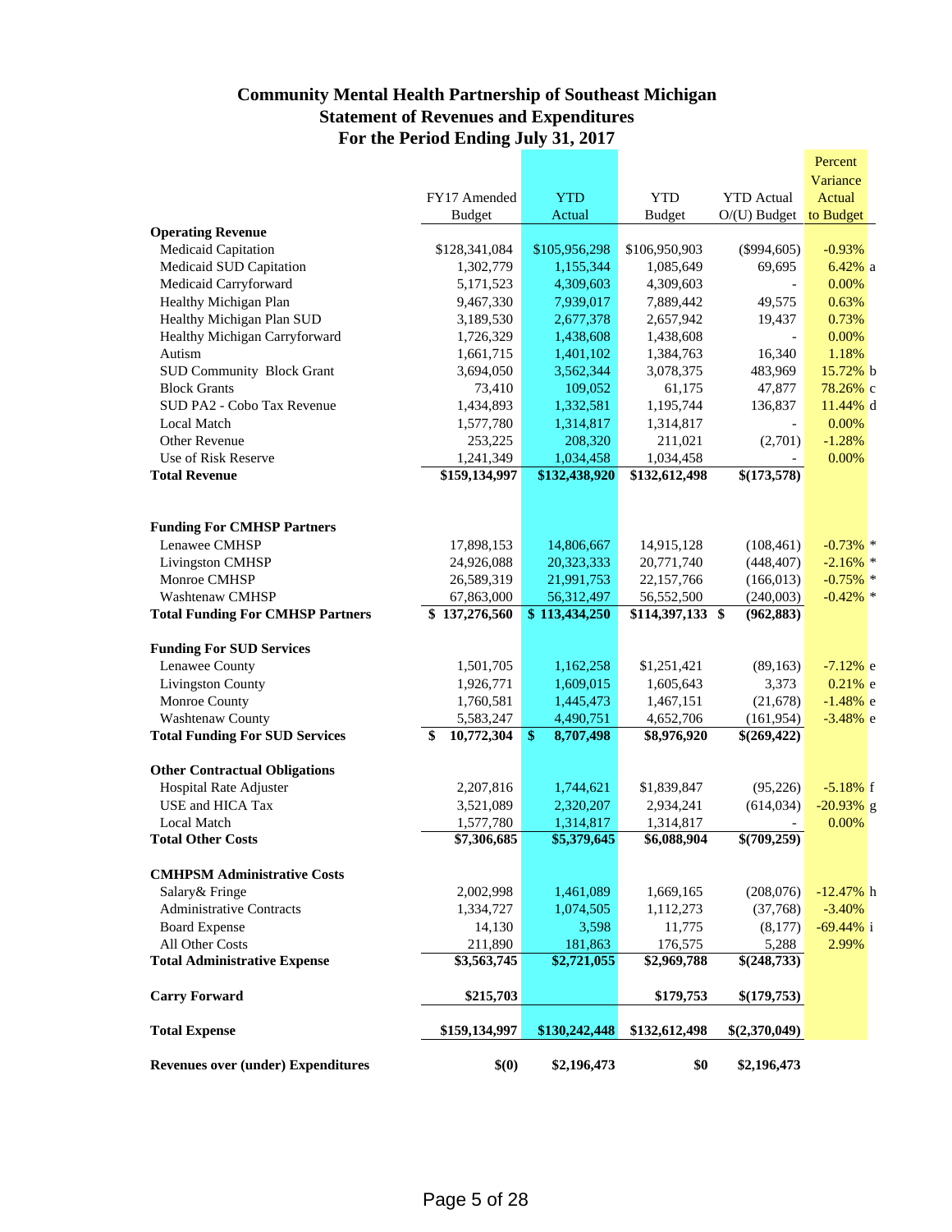# Community Mental Health Partnership of Southeast Michigan
## Statement of Revenues and Expenditures
### For the Period Ending July 31, 2017

| | FY17 Amended Budget | YTD Actual | YTD Budget | YTD Actual O/(U) Budget | Percent Variance Actual to Budget | |
|---|---|---|---|---|---|---|
| **Operating Revenue** | | | | | | |
| Medicaid Capitation | $128,341,084 | $105,956,298 | $106,950,903 | ($994,605) | -0.93% | |
| Medicaid SUD Capitation | 1,302,779 | 1,155,344 | 1,085,649 | 69,695 | 6.42% | a |
| Medicaid Carryforward | 5,171,523 | 4,309,603 | 4,309,603 | - | 0.00% | |
| Healthy Michigan Plan | 9,467,330 | 7,939,017 | 7,889,442 | 49,575 | 0.63% | |
| Healthy Michigan Plan SUD | 3,189,530 | 2,677,378 | 2,657,942 | 19,437 | 0.73% | |
| Healthy Michigan Carryforward | 1,726,329 | 1,438,608 | 1,438,608 | - | 0.00% | |
| Autism | 1,661,715 | 1,401,102 | 1,384,763 | 16,340 | 1.18% | |
| SUD Community Block Grant | 3,694,050 | 3,562,344 | 3,078,375 | 483,969 | 15.72% | b |
| Block Grants | 73,410 | 109,052 | 61,175 | 47,877 | 78.26% | c |
| SUD PA2 - Cobo Tax Revenue | 1,434,893 | 1,332,581 | 1,195,744 | 136,837 | 11.44% | d |
| Local Match | 1,577,780 | 1,314,817 | 1,314,817 | - | 0.00% | |
| Other Revenue | 253,225 | 208,320 | 211,021 | (2,701) | -1.28% | |
| Use of Risk Reserve | 1,241,349 | 1,034,458 | 1,034,458 | - | 0.00% | |
| **Total Revenue** | **$159,134,997** | **$132,438,920** | **$132,612,498** | **$(173,578)** | | |
| | | | | | | |
| **Funding For CMHSP Partners** | | | | | | |
| Lenawee CMHSP | 17,898,153 | 14,806,667 | 14,915,128 | (108,461) | -0.73% | * |
| Livingston CMHSP | 24,926,088 | 20,323,333 | 20,771,740 | (448,407) | -2.16% | * |
| Monroe CMHSP | 26,589,319 | 21,991,753 | 22,157,766 | (166,013) | -0.75% | * |
| Washtenaw CMHSP | 67,863,000 | 56,312,497 | 56,552,500 | (240,003) | -0.42% | * |
| **Total Funding For CMHSP Partners** | **$ 137,276,560** | **$ 113,434,250** | **$114,397,133** | **$ (962,883)** | | |
| | | | | | | |
| **Funding For SUD Services** | | | | | | |
| Lenawee County | 1,501,705 | 1,162,258 | $1,251,421 | (89,163) | -7.12% | e |
| Livingston County | 1,926,771 | 1,609,015 | 1,605,643 | 3,373 | 0.21% | e |
| Monroe County | 1,760,581 | 1,445,473 | 1,467,151 | (21,678) | -1.48% | e |
| Washtenaw County | 5,583,247 | 4,490,751 | 4,652,706 | (161,954) | -3.48% | e |
| **Total Funding For SUD Services** | **$ 10,772,304** | **$ 8,707,498** | **$8,976,920** | **$(269,422)** | | |
| | | | | | | |
| **Other Contractual Obligations** | | | | | | |
| Hospital Rate Adjuster | 2,207,816 | 1,744,621 | $1,839,847 | (95,226) | -5.18% | f |
| USE and HICA Tax | 3,521,089 | 2,320,207 | 2,934,241 | (614,034) | -20.93% | g |
| Local Match | 1,577,780 | 1,314,817 | 1,314,817 | - | 0.00% | |
| **Total Other Costs** | **$7,306,685** | **$5,379,645** | **$6,088,904** | **$(709,259)** | | |
| | | | | | | |
| **CMHPSM Administrative Costs** | | | | | | |
| Salary& Fringe | 2,002,998 | 1,461,089 | 1,669,165 | (208,076) | -12.47% | h |
| Administrative Contracts | 1,334,727 | 1,074,505 | 1,112,273 | (37,768) | -3.40% | |
| Board Expense | 14,130 | 3,598 | 11,775 | (8,177) | -69.44% | i |
| All Other Costs | 211,890 | 181,863 | 176,575 | 5,288 | 2.99% | |
| **Total Administrative Expense** | **$3,563,745** | **$2,721,055** | **$2,969,788** | **$(248,733)** | | |
| | | | | | | |
| **Carry Forward** | **$215,703** | | **$179,753** | **$(179,753)** | | |
| | | | | | | |
| **Total Expense** | **$159,134,997** | **$130,242,448** | **$132,612,498** | **$(2,370,049)** | | |
| | | | | | | |
| **Revenues over (under) Expenditures** | **$(0)** | **$2,196,473** | **$0** | **$2,196,473** | | |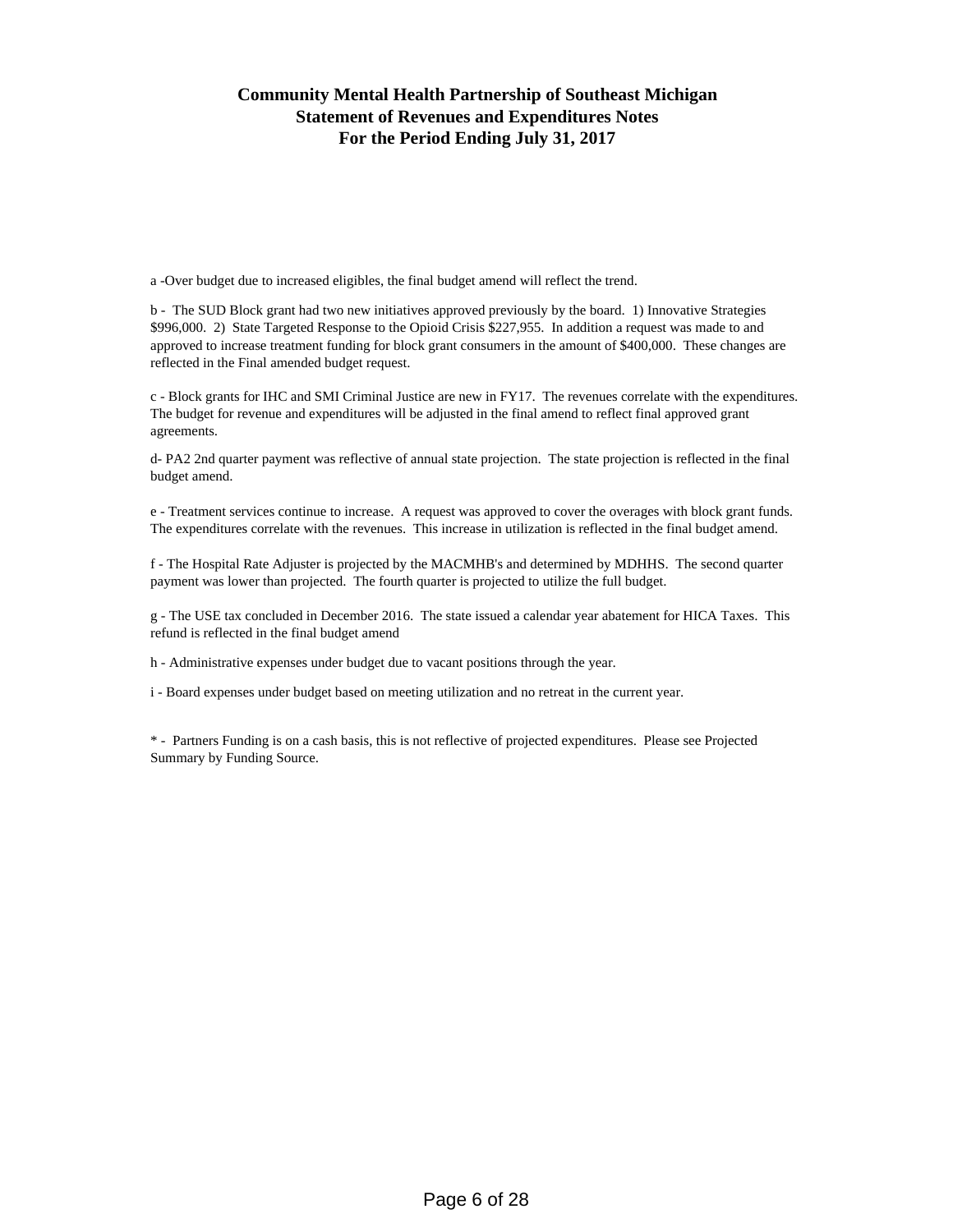# Community Mental Health Partnership of Southeast Michigan
## Statement of Revenues and Expenditures Notes
## For the Period Ending July 31, 2017

a -Over budget due to increased eligibles, the final budget amend will reflect the trend.

b - The SUD Block grant had two new initiatives approved previously by the board. 1) Innovative Strategies $996,000. 2) State Targeted Response to the Opioid Crisis $227,955. In addition a request was made to and approved to increase treatment funding for block grant consumers in the amount of $400,000. These changes are reflected in the Final amended budget request.

c - Block grants for IHC and SMI Criminal Justice are new in FY17. The revenues correlate with the expenditures. The budget for revenue and expenditures will be adjusted in the final amend to reflect final approved grant agreements.

d- PA2 2nd quarter payment was reflective of annual state projection. The state projection is reflected in the final budget amend.

e - Treatment services continue to increase. A request was approved to cover the overages with block grant funds. The expenditures correlate with the revenues. This increase in utilization is reflected in the final budget amend.

f - The Hospital Rate Adjuster is projected by the MACMHB's and determined by MDHHS. The second quarter payment was lower than projected. The fourth quarter is projected to utilize the full budget.

g - The USE tax concluded in December 2016. The state issued a calendar year abatement for HICA Taxes. This refund is reflected in the final budget amend

h - Administrative expenses under budget due to vacant positions through the year.

i - Board expenses under budget based on meeting utilization and no retreat in the current year.

* - Partners Funding is on a cash basis, this is not reflective of projected expenditures. Please see Projected Summary by Funding Source.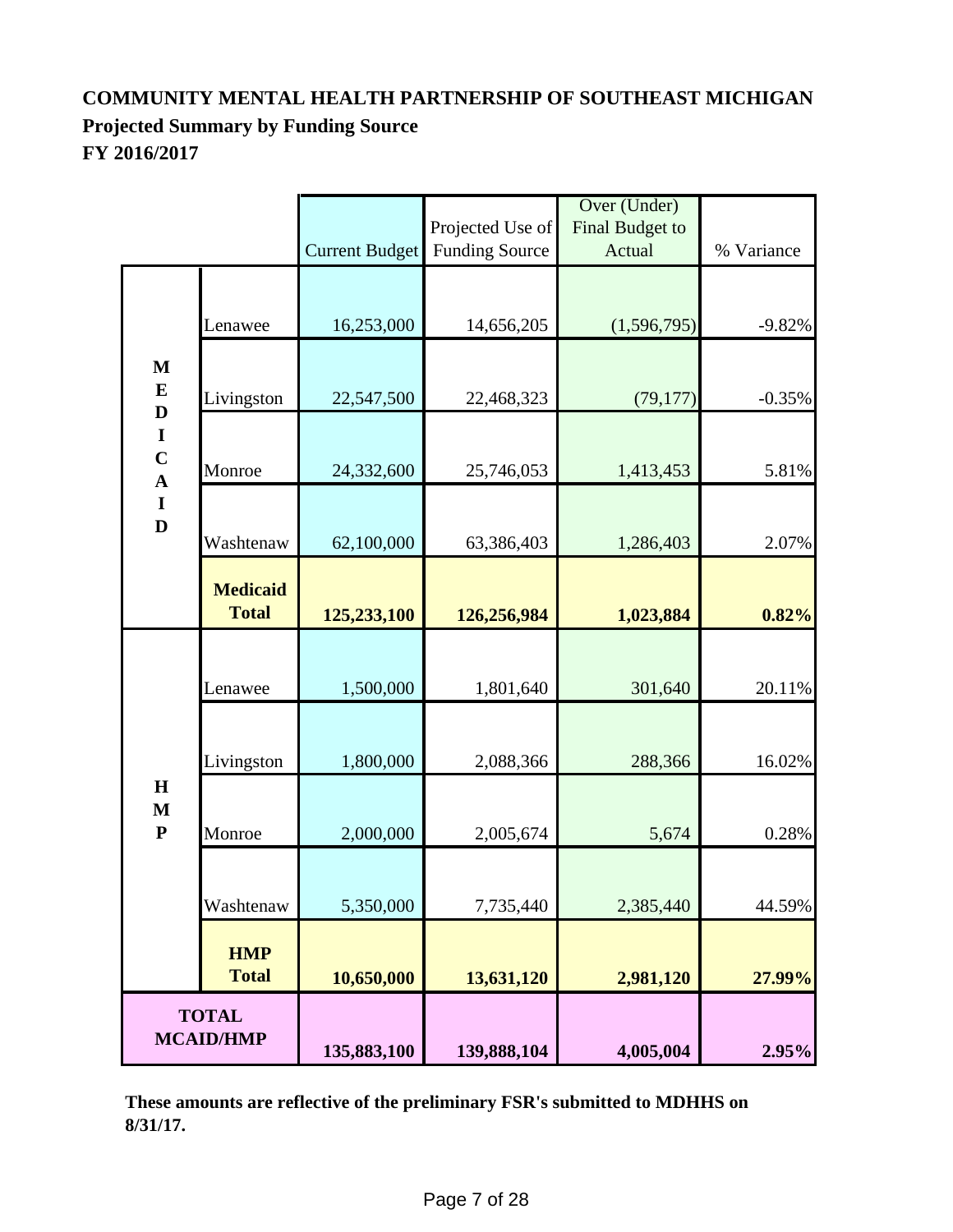**COMMUNITY MENTAL HEALTH PARTNERSHIP OF SOUTHEAST MICHIGAN**

**Projected Summary by Funding Source**

**FY 2016/2017**

| | | Current Budget | Projected Use of Funding Source | Over (Under) Final Budget to Actual | % Variance |
|---|---|---|---|---|---|
| MEDICAID | Lenawee | 16,253,000 | 14,656,205 | (1,596,795) | -9.82% |
| | Livingston | 22,547,500 | 22,468,323 | (79,177) | -0.35% |
| | Monroe | 24,332,600 | 25,746,053 | 1,413,453 | 5.81% |
| | Washtenaw | 62,100,000 | 63,386,403 | 1,286,403 | 2.07% |
| | **Medicaid Total** | **125,233,100** | **126,256,984** | **1,023,884** | **0.82%** |
| HMP | Lenawee | 1,500,000 | 1,801,640 | 301,640 | 20.11% |
| | Livingston | 1,800,000 | 2,088,366 | 288,366 | 16.02% |
| | Monroe | 2,000,000 | 2,005,674 | 5,674 | 0.28% |
| | Washtenaw | 5,350,000 | 7,735,440 | 2,385,440 | 44.59% |
| | **HMP Total** | **10,650,000** | **13,631,120** | **2,981,120** | **27.99%** |
| **TOTAL MCAID/HMP** | | **135,883,100** | **139,888,104** | **4,005,004** | **2.95%** |

**These amounts are reflective of the preliminary FSR's submitted to MDHHS on 8/31/17.**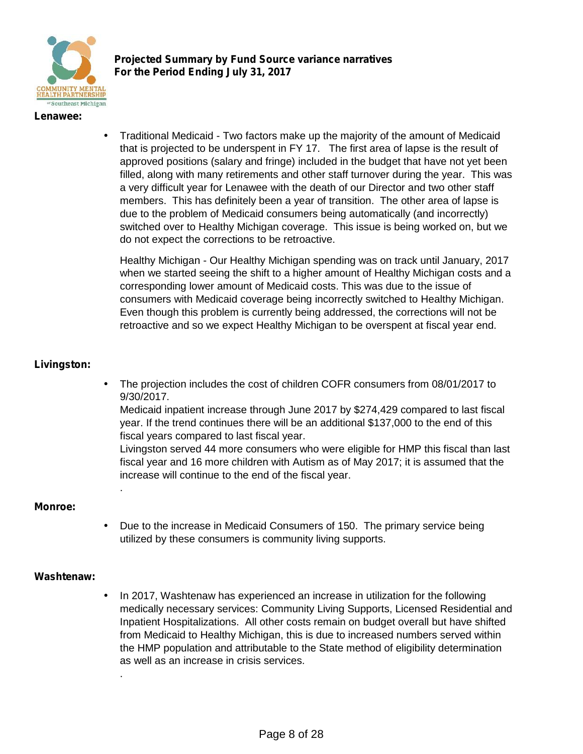**Projected Summary by Fund Source variance narratives**
**For the Period Ending July 31, 2017**

**Lenawee:**

- Traditional Medicaid - Two factors make up the majority of the amount of Medicaid that is projected to be underspent in FY 17. The first area of lapse is the result of approved positions (salary and fringe) included in the budget that have not yet been filled, along with many retirements and other staff turnover during the year. This was a very difficult year for Lenawee with the death of our Director and two other staff members. This has definitely been a year of transition. The other area of lapse is due to the problem of Medicaid consumers being automatically (and incorrectly) switched over to Healthy Michigan coverage. This issue is being worked on, but we do not expect the corrections to be retroactive.

  Healthy Michigan - Our Healthy Michigan spending was on track until January, 2017 when we started seeing the shift to a higher amount of Healthy Michigan costs and a corresponding lower amount of Medicaid costs. This was due to the issue of consumers with Medicaid coverage being incorrectly switched to Healthy Michigan. Even though this problem is currently being addressed, the corrections will not be retroactive and so we expect Healthy Michigan to be overspent at fiscal year end.

**Livingston:**

- The projection includes the cost of children COFR consumers from 08/01/2017 to 9/30/2017.
  Medicaid inpatient increase through June 2017 by $274,429 compared to last fiscal year. If the trend continues there will be an additional $137,000 to the end of this fiscal years compared to last fiscal year.
  Livingston served 44 more consumers who were eligible for HMP this fiscal than last fiscal year and 16 more children with Autism as of May 2017; it is assumed that the increase will continue to the end of the fiscal year.
  .

**Monroe:**

- Due to the increase in Medicaid Consumers of 150. The primary service being utilized by these consumers is community living supports.

**Washtenaw:**

- In 2017, Washtenaw has experienced an increase in utilization for the following medically necessary services: Community Living Supports, Licensed Residential and Inpatient Hospitalizations. All other costs remain on budget overall but have shifted from Medicaid to Healthy Michigan, this is due to increased numbers served within the HMP population and attributable to the State method of eligibility determination as well as an increase in crisis services.
  .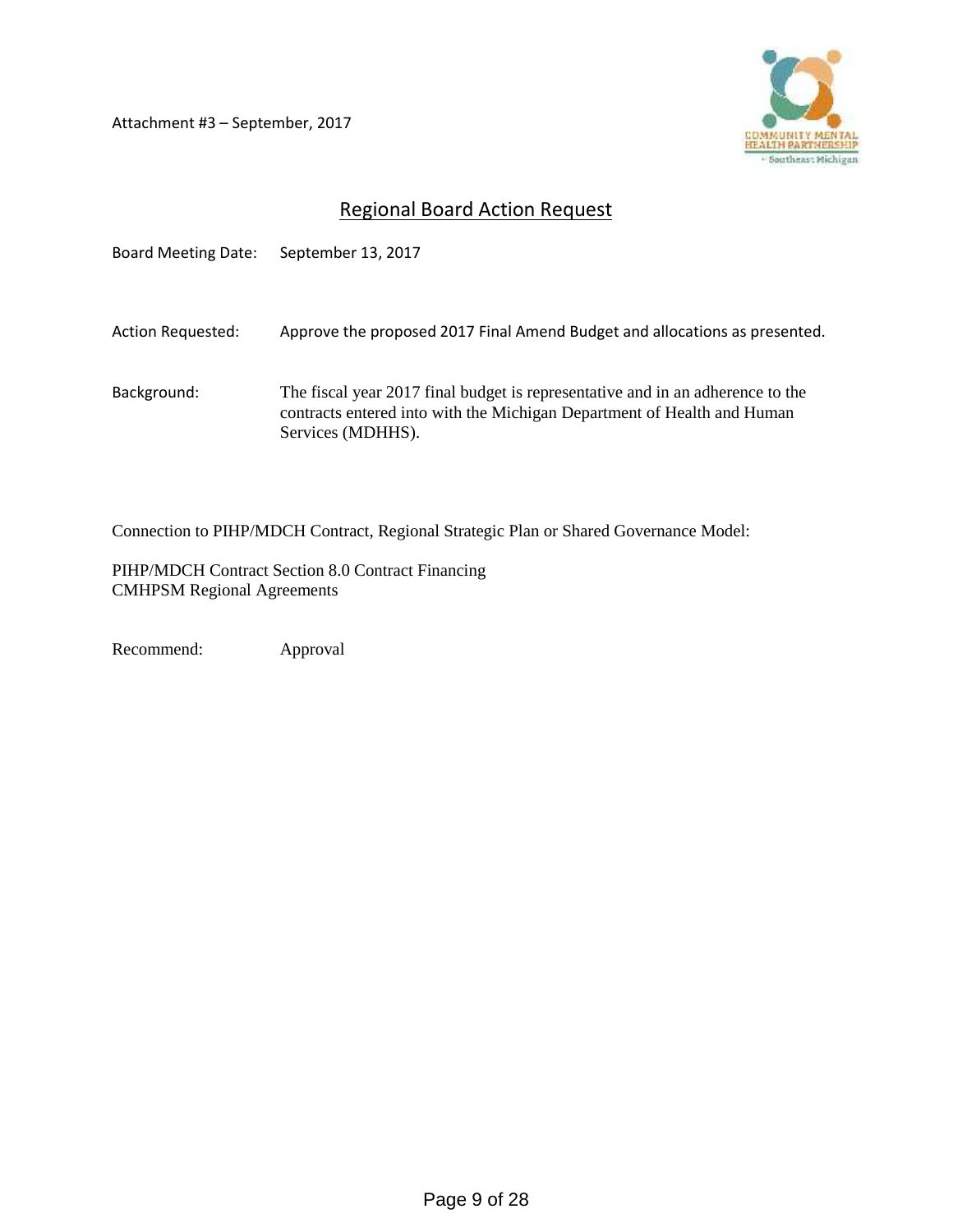Attachment #3 – September, 2017

COMMUNITY MENTAL HEALTH PARTNERSHIP
Southeast Michigan

## Regional Board Action Request

Board Meeting Date: September 13, 2017

Action Requested: Approve the proposed 2017 Final Amend Budget and allocations as presented.

Background: The fiscal year 2017 final budget is representative and in an adherence to the contracts entered into with the Michigan Department of Health and Human Services (MDHHS).

Connection to PIHP/MDCH Contract, Regional Strategic Plan or Shared Governance Model:

PIHP/MDCH Contract Section 8.0 Contract Financing
CMHPSM Regional Agreements

Recommend: Approval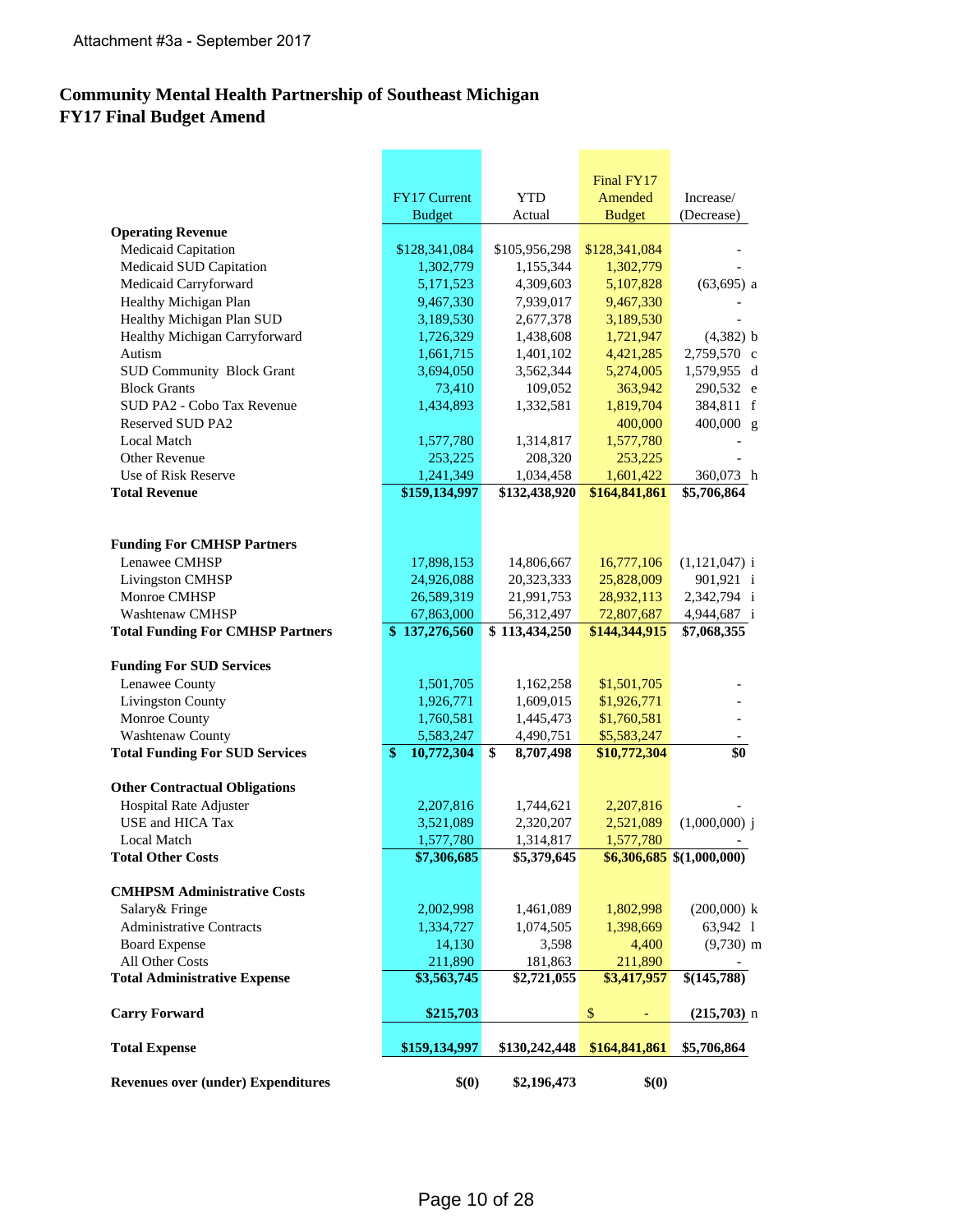Attachment #3a - September 2017

# Community Mental Health Partnership of Southeast Michigan
# FY17 Final Budget Amend

| | FY17 Current Budget | YTD Actual | Final FY17 Amended Budget | Increase/ (Decrease) |
|---|---|---|---|---|
| **Operating Revenue** | | | | |
| Medicaid Capitation | $128,341,084 | $105,956,298 | $128,341,084 | - |
| Medicaid SUD Capitation | 1,302,779 | 1,155,344 | 1,302,779 | - |
| Medicaid Carryforward | 5,171,523 | 4,309,603 | 5,107,828 | (63,695) a |
| Healthy Michigan Plan | 9,467,330 | 7,939,017 | 9,467,330 | - |
| Healthy Michigan Plan SUD | 3,189,530 | 2,677,378 | 3,189,530 | - |
| Healthy Michigan Carryforward | 1,726,329 | 1,438,608 | 1,721,947 | (4,382) b |
| Autism | 1,661,715 | 1,401,102 | 4,421,285 | 2,759,570 c |
| SUD Community Block Grant | 3,694,050 | 3,562,344 | 5,274,005 | 1,579,955 d |
| Block Grants | 73,410 | 109,052 | 363,942 | 290,532 e |
| SUD PA2 - Cobo Tax Revenue | 1,434,893 | 1,332,581 | 1,819,704 | 384,811 f |
| Reserved SUD PA2 | | | 400,000 | 400,000 g |
| Local Match | 1,577,780 | 1,314,817 | 1,577,780 | - |
| Other Revenue | 253,225 | 208,320 | 253,225 | - |
| Use of Risk Reserve | 1,241,349 | 1,034,458 | 1,601,422 | 360,073 h |
| **Total Revenue** | **$159,134,997** | **$132,438,920** | **$164,841,861** | **$5,706,864** |
| | | | | |
| **Funding For CMHSP Partners** | | | | |
| Lenawee CMHSP | 17,898,153 | 14,806,667 | 16,777,106 | (1,121,047) i |
| Livingston CMHSP | 24,926,088 | 20,323,333 | 25,828,009 | 901,921 i |
| Monroe CMHSP | 26,589,319 | 21,991,753 | 28,932,113 | 2,342,794 i |
| Washtenaw CMHSP | 67,863,000 | 56,312,497 | 72,807,687 | 4,944,687 i |
| **Total Funding For CMHSP Partners** | **$ 137,276,560** | **$ 113,434,250** | **$144,344,915** | **$7,068,355** |
| | | | | |
| **Funding For SUD Services** | | | | |
| Lenawee County | 1,501,705 | 1,162,258 | $1,501,705 | - |
| Livingston County | 1,926,771 | 1,609,015 | $1,926,771 | - |
| Monroe County | 1,760,581 | 1,445,473 | $1,760,581 | - |
| Washtenaw County | 5,583,247 | 4,490,751 | $5,583,247 | - |
| **Total Funding For SUD Services** | **$ 10,772,304** | **$ 8,707,498** | **$10,772,304** | **$0** |
| | | | | |
| **Other Contractual Obligations** | | | | |
| Hospital Rate Adjuster | 2,207,816 | 1,744,621 | 2,207,816 | - |
| USE and HICA Tax | 3,521,089 | 2,320,207 | 2,521,089 | (1,000,000) j |
| Local Match | 1,577,780 | 1,314,817 | 1,577,780 | - |
| **Total Other Costs** | **$7,306,685** | **$5,379,645** | **$6,306,685** | **$(1,000,000)** |
| | | | | |
| **CMHPSM Administrative Costs** | | | | |
| Salary& Fringe | 2,002,998 | 1,461,089 | 1,802,998 | (200,000) k |
| Administrative Contracts | 1,334,727 | 1,074,505 | 1,398,669 | 63,942 l |
| Board Expense | 14,130 | 3,598 | 4,400 | (9,730) m |
| All Other Costs | 211,890 | 181,863 | 211,890 | - |
| **Total Administrative Expense** | **$3,563,745** | **$2,721,055** | **$3,417,957** | **$(145,788)** |
| | | | | |
| **Carry Forward** | **$215,703** | | $ - | **(215,703)** n |
| | | | | |
| **Total Expense** | **$159,134,997** | **$130,242,448** | **$164,841,861** | **$5,706,864** |
| | | | | |
| **Revenues over (under) Expenditures** | **$(0)** | **$2,196,473** | **$(0)** | |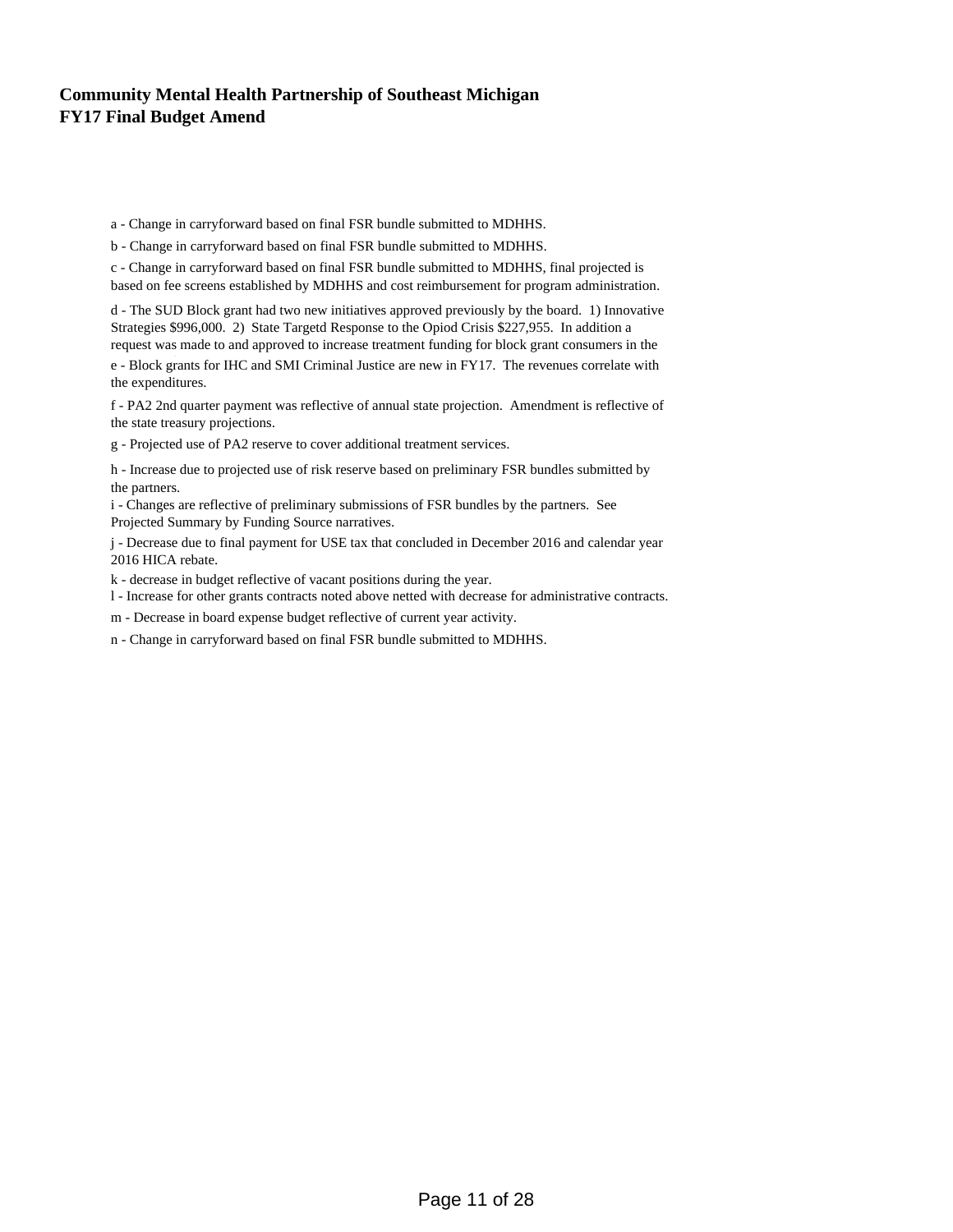**Community Mental Health Partnership of Southeast Michigan**
**FY17 Final Budget Amend**

a - Change in carryforward based on final FSR bundle submitted to MDHHS.

b - Change in carryforward based on final FSR bundle submitted to MDHHS.

c - Change in carryforward based on final FSR bundle submitted to MDHHS, final projected is based on fee screens established by MDHHS and cost reimbursement for program administration.

d - The SUD Block grant had two new initiatives approved previously by the board. 1) Innovative Strategies $996,000. 2) State Targetd Response to the Opiod Crisis $227,955. In addition a request was made to and approved to increase treatment funding for block grant consumers in the

e - Block grants for IHC and SMI Criminal Justice are new in FY17. The revenues correlate with the expenditures.

f - PA2 2nd quarter payment was reflective of annual state projection. Amendment is reflective of the state treasury projections.

g - Projected use of PA2 reserve to cover additional treatment services.

h - Increase due to projected use of risk reserve based on preliminary FSR bundles submitted by the partners.

i - Changes are reflective of preliminary submissions of FSR bundles by the partners. See Projected Summary by Funding Source narratives.

j - Decrease due to final payment for USE tax that concluded in December 2016 and calendar year 2016 HICA rebate.

k - decrease in budget reflective of vacant positions during the year.

l - Increase for other grants contracts noted above netted with decrease for administrative contracts.

m - Decrease in board expense budget reflective of current year activity.

n - Change in carryforward based on final FSR bundle submitted to MDHHS.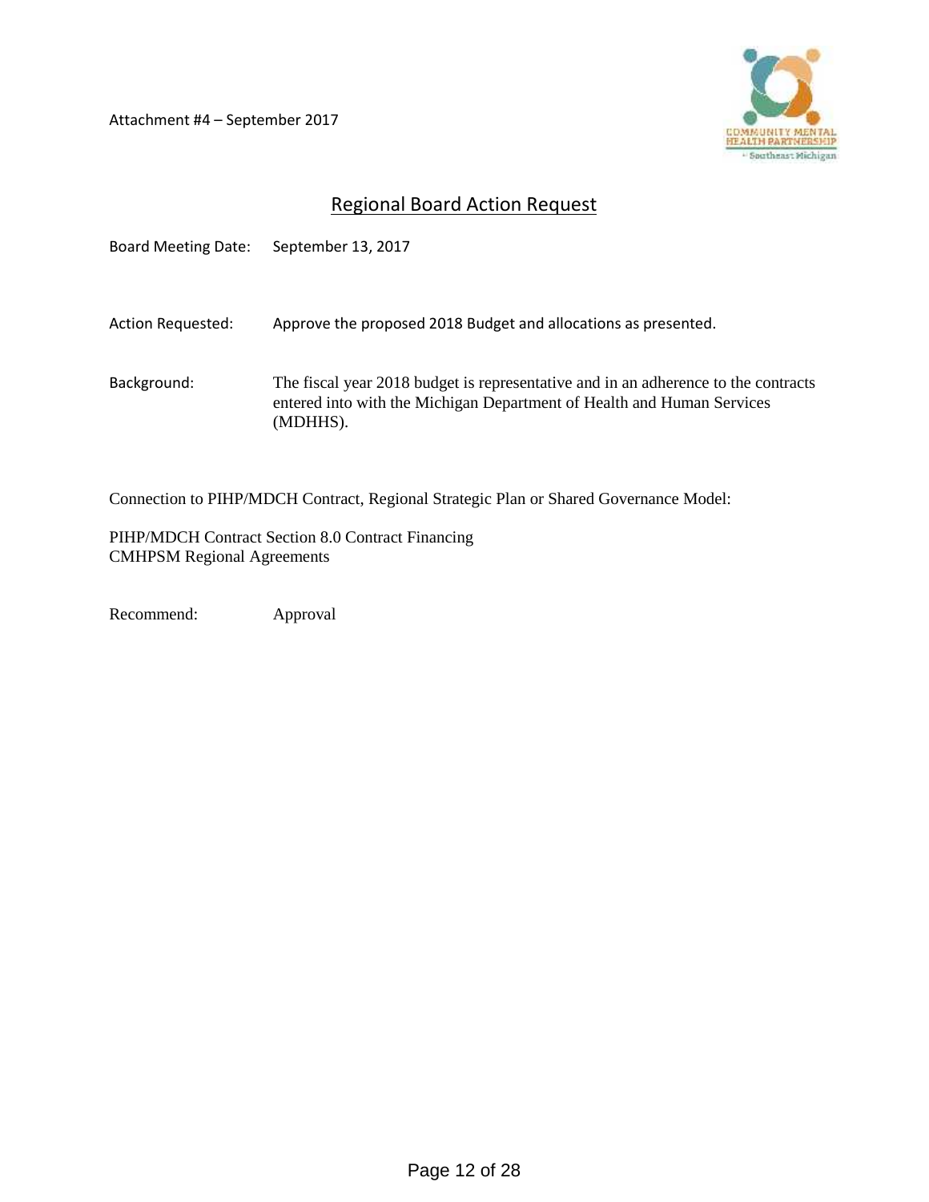Attachment #4 – September 2017

COMMUNITY MENTAL HEALTH PARTNERSHIP of Southeast Michigan

## Regional Board Action Request

Board Meeting Date: September 13, 2017

Action Requested: Approve the proposed 2018 Budget and allocations as presented.

Background: The fiscal year 2018 budget is representative and in an adherence to the contracts entered into with the Michigan Department of Health and Human Services (MDHHS).

Connection to PIHP/MDCH Contract, Regional Strategic Plan or Shared Governance Model:

PIHP/MDCH Contract Section 8.0 Contract Financing
CMHPSM Regional Agreements

Recommend: Approval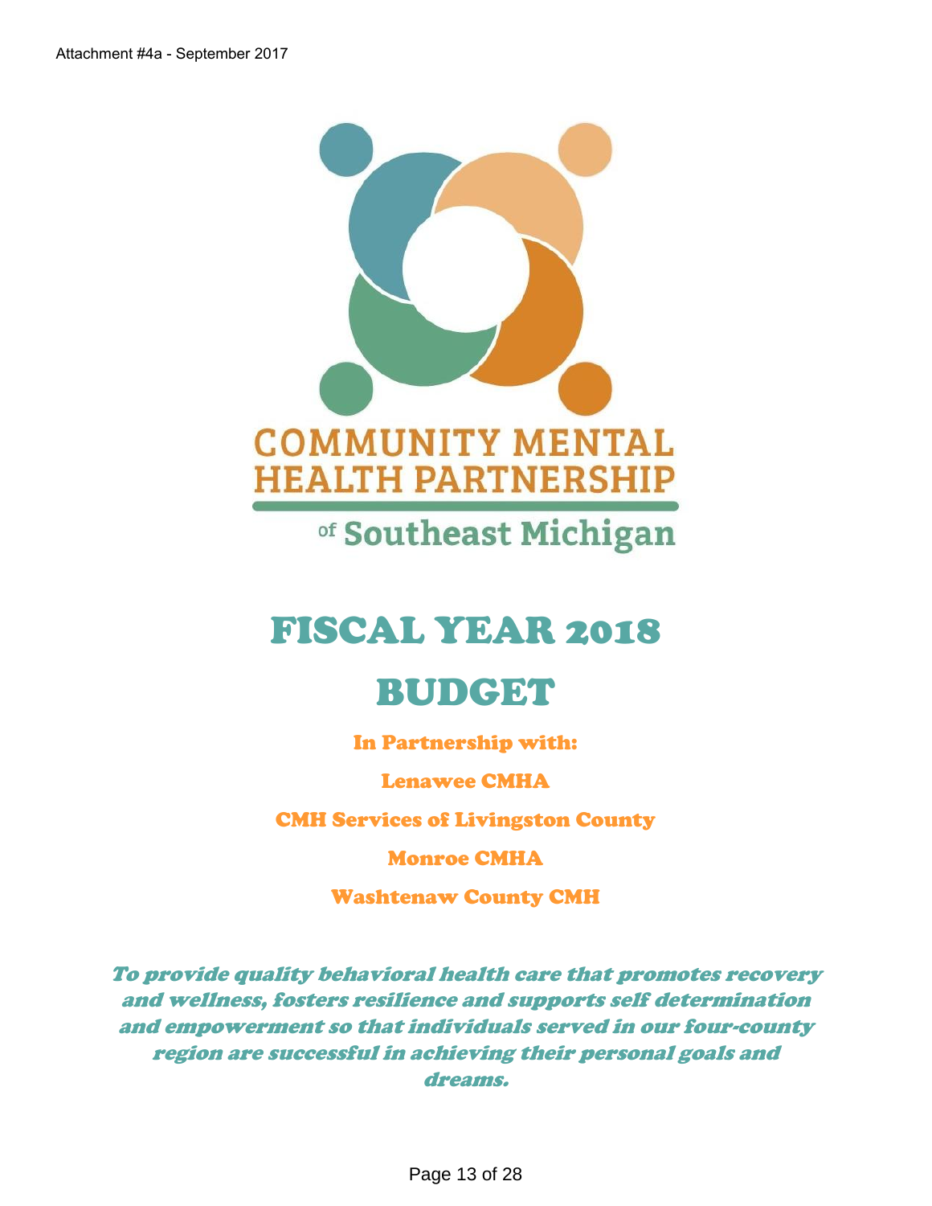Attachment #4a - September 2017

COMMUNITY MENTAL HEALTH PARTNERSHIP

of Southeast Michigan

# FISCAL YEAR 2018

# BUDGET

**In Partnership with:**

**Lenawee CMHA**

**CMH Services of Livingston County**

**Monroe CMHA**

**Washtenaw County CMH**

***To provide quality behavioral health care that promotes recovery and wellness, fosters resilience and supports self determination and empowerment so that individuals served in our four-county region are successful in achieving their personal goals and dreams.***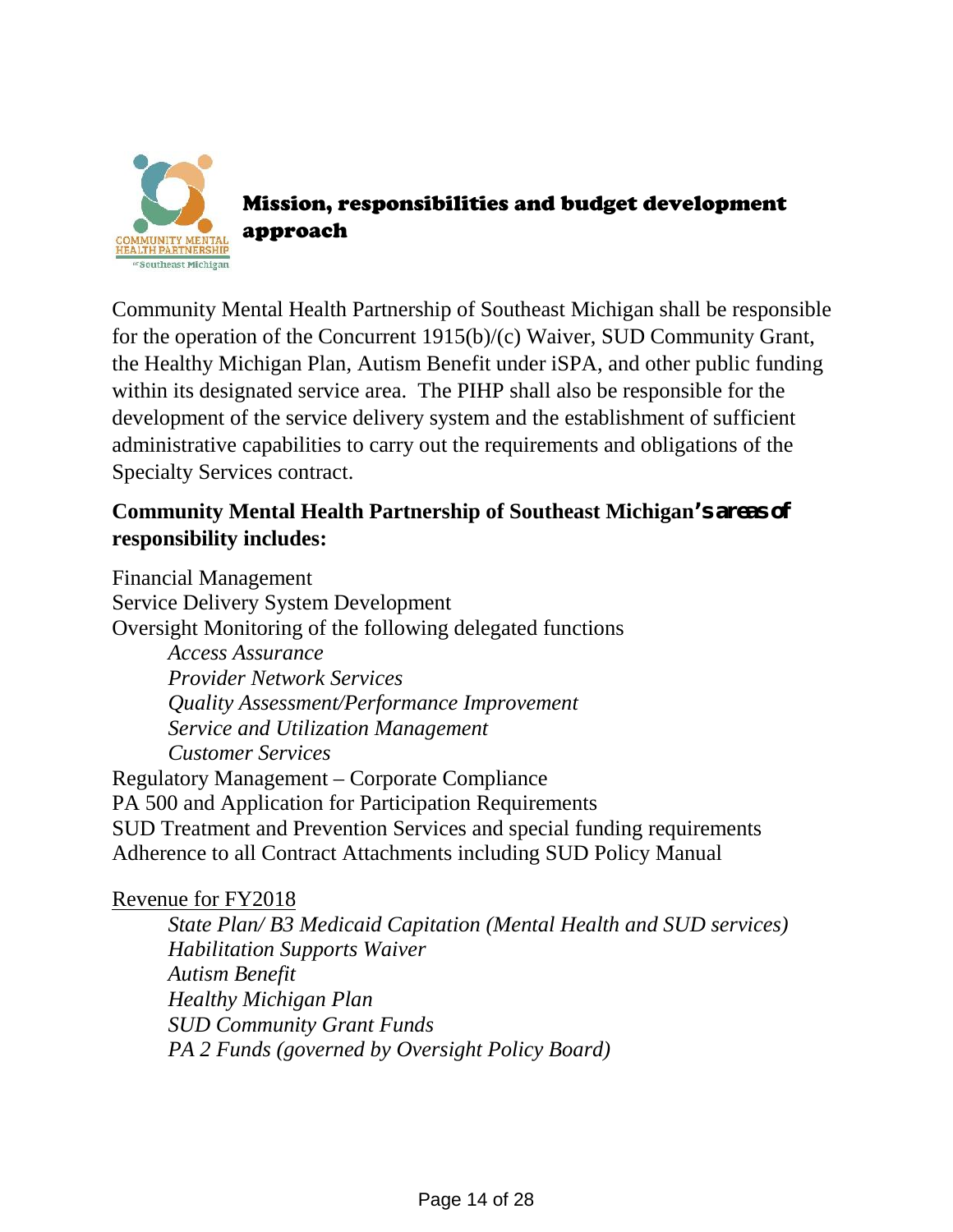## Mission, responsibilities and budget development approach

Community Mental Health Partnership of Southeast Michigan shall be responsible for the operation of the Concurrent 1915(b)/(c) Waiver, SUD Community Grant, the Healthy Michigan Plan, Autism Benefit under iSPA, and other public funding within its designated service area. The PIHP shall also be responsible for the development of the service delivery system and the establishment of sufficient administrative capabilities to carry out the requirements and obligations of the Specialty Services contract.

**Community Mental Health Partnership of Southeast Michigan's areas of responsibility includes:**

Financial Management
Service Delivery System Development
Oversight Monitoring of the following delegated functions

- *Access Assurance*
- *Provider Network Services*
- *Quality Assessment/Performance Improvement*
- *Service and Utilization Management*
- *Customer Services*

Regulatory Management – Corporate Compliance
PA 500 and Application for Participation Requirements
SUD Treatment and Prevention Services and special funding requirements
Adherence to all Contract Attachments including SUD Policy Manual

<u>Revenue for FY2018</u>

- *State Plan/ B3 Medicaid Capitation (Mental Health and SUD services)*
- *Habilitation Supports Waiver*
- *Autism Benefit*
- *Healthy Michigan Plan*
- *SUD Community Grant Funds*
- *PA 2 Funds (governed by Oversight Policy Board)*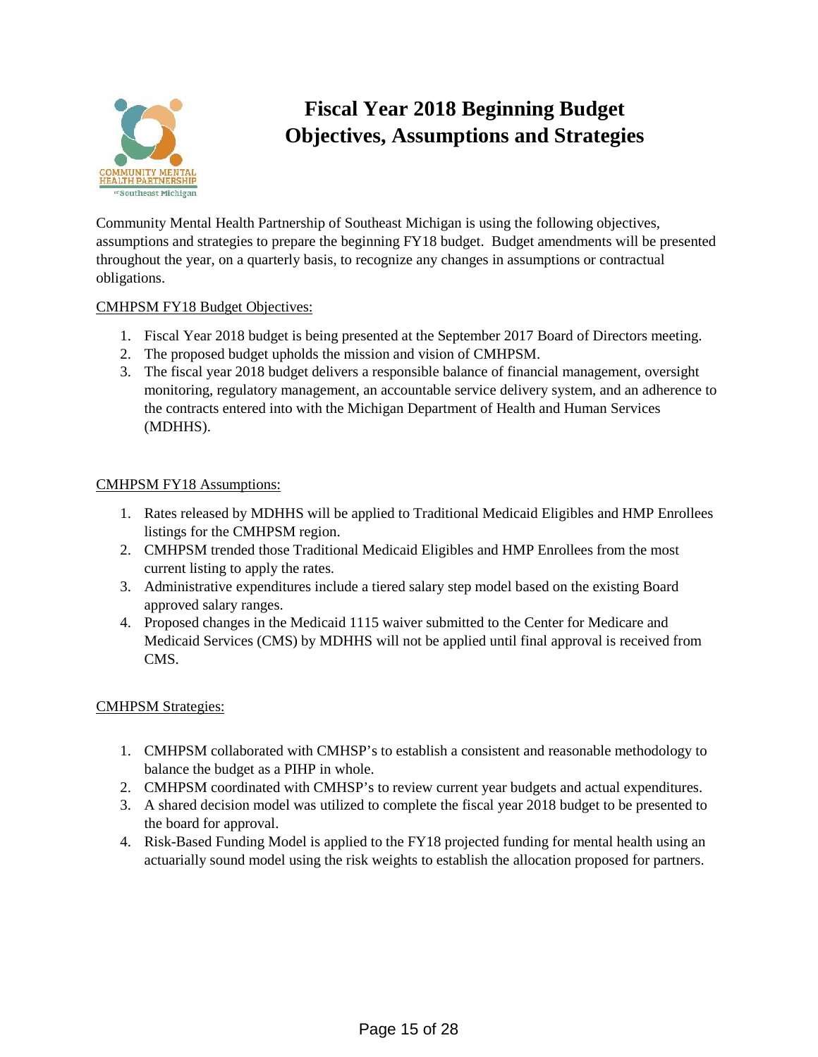# Fiscal Year 2018 Beginning Budget Objectives, Assumptions and Strategies

Community Mental Health Partnership of Southeast Michigan is using the following objectives, assumptions and strategies to prepare the beginning FY18 budget. Budget amendments will be presented throughout the year, on a quarterly basis, to recognize any changes in assumptions or contractual obligations.

CMHPSM FY18 Budget Objectives:

1. Fiscal Year 2018 budget is being presented at the September 2017 Board of Directors meeting.
2. The proposed budget upholds the mission and vision of CMHPSM.
3. The fiscal year 2018 budget delivers a responsible balance of financial management, oversight monitoring, regulatory management, an accountable service delivery system, and an adherence to the contracts entered into with the Michigan Department of Health and Human Services (MDHHS).

CMHPSM FY18 Assumptions:

1. Rates released by MDHHS will be applied to Traditional Medicaid Eligibles and HMP Enrollees listings for the CMHPSM region.
2. CMHPSM trended those Traditional Medicaid Eligibles and HMP Enrollees from the most current listing to apply the rates.
3. Administrative expenditures include a tiered salary step model based on the existing Board approved salary ranges.
4. Proposed changes in the Medicaid 1115 waiver submitted to the Center for Medicare and Medicaid Services (CMS) by MDHHS will not be applied until final approval is received from CMS.

CMHPSM Strategies:

1. CMHPSM collaborated with CMHSP's to establish a consistent and reasonable methodology to balance the budget as a PIHP in whole.
2. CMHPSM coordinated with CMHSP's to review current year budgets and actual expenditures.
3. A shared decision model was utilized to complete the fiscal year 2018 budget to be presented to the board for approval.
4. Risk-Based Funding Model is applied to the FY18 projected funding for mental health using an actuarially sound model using the risk weights to establish the allocation proposed for partners.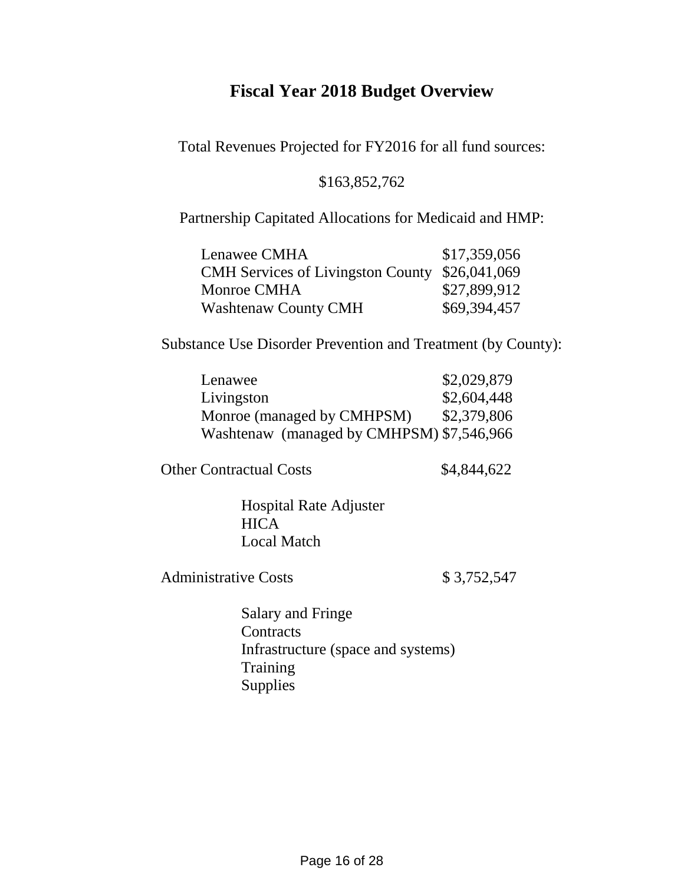# Fiscal Year 2018 Budget Overview

Total Revenues Projected for FY2016 for all fund sources:

$163,852,762

Partnership Capitated Allocations for Medicaid and HMP:

| | |
|---|---|
| Lenawee CMHA | $17,359,056 |
| CMH Services of Livingston County | $26,041,069 |
| Monroe CMHA | $27,899,912 |
| Washtenaw County CMH | $69,394,457 |

Substance Use Disorder Prevention and Treatment (by County):

| | |
|---|---|
| Lenawee | $2,029,879 |
| Livingston | $2,604,448 |
| Monroe (managed by CMHPSM) | $2,379,806 |
| Washtenaw (managed by CMHPSM) | $7,546,966 |

Other Contractual Costs $4,844,622

- Hospital Rate Adjuster
- HICA
- Local Match

Administrative Costs $ 3,752,547

- Salary and Fringe
- Contracts
- Infrastructure (space and systems)
- Training
- Supplies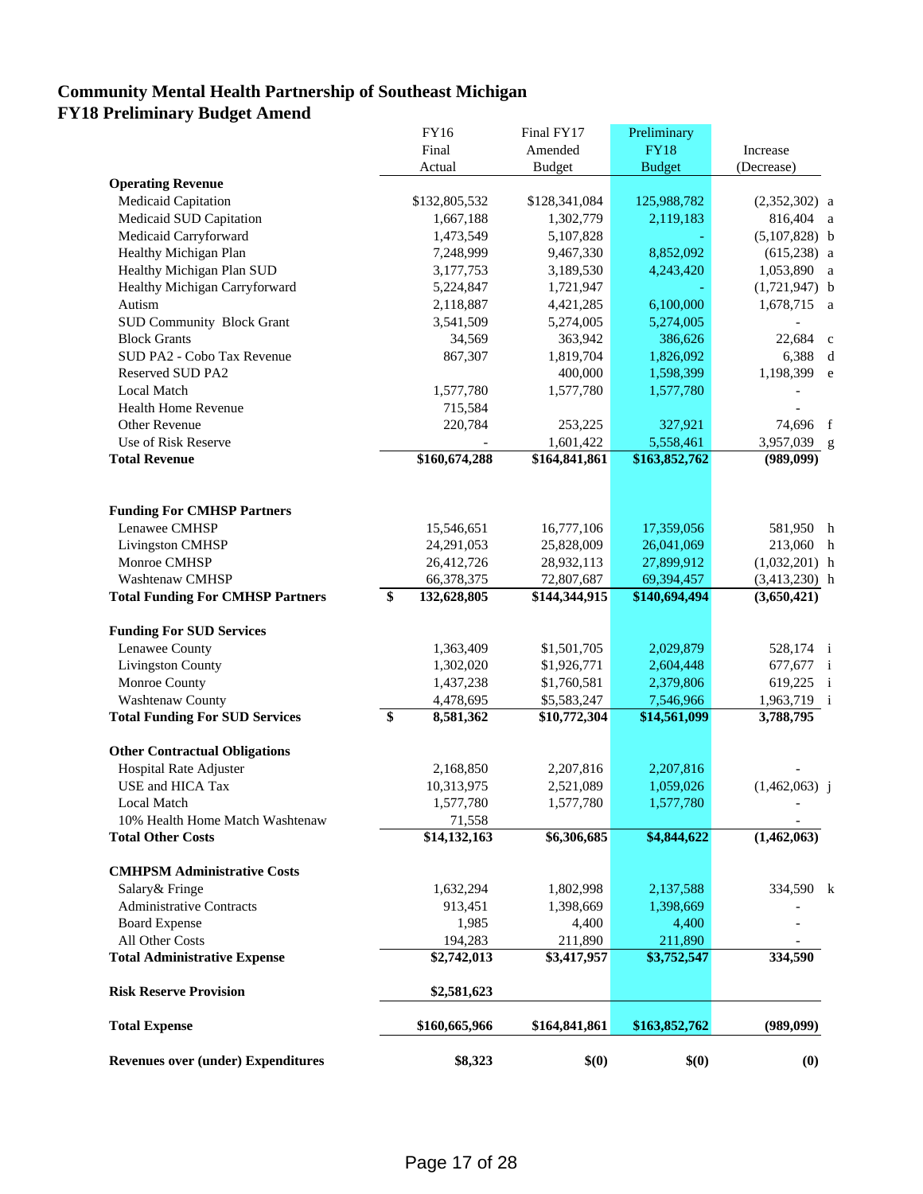## Community Mental Health Partnership of Southeast Michigan
## FY18 Preliminary Budget Amend

| | FY16 Final Actual | Final FY17 Amended Budget | Preliminary FY18 Budget | Increase (Decrease) | |
|---|---|---|---|---|---|
| **Operating Revenue** | | | | | |
| Medicaid Capitation | $132,805,532 | $128,341,084 | 125,988,782 | (2,352,302) | a |
| Medicaid SUD Capitation | 1,667,188 | 1,302,779 | 2,119,183 | 816,404 | a |
| Medicaid Carryforward | 1,473,549 | 5,107,828 | - | (5,107,828) | b |
| Healthy Michigan Plan | 7,248,999 | 9,467,330 | 8,852,092 | (615,238) | a |
| Healthy Michigan Plan SUD | 3,177,753 | 3,189,530 | 4,243,420 | 1,053,890 | a |
| Healthy Michigan Carryforward | 5,224,847 | 1,721,947 | - | (1,721,947) | b |
| Autism | 2,118,887 | 4,421,285 | 6,100,000 | 1,678,715 | a |
| SUD Community Block Grant | 3,541,509 | 5,274,005 | 5,274,005 | - | |
| Block Grants | 34,569 | 363,942 | 386,626 | 22,684 | c |
| SUD PA2 - Cobo Tax Revenue | 867,307 | 1,819,704 | 1,826,092 | 6,388 | d |
| Reserved SUD PA2 | | 400,000 | 1,598,399 | 1,198,399 | e |
| Local Match | 1,577,780 | 1,577,780 | 1,577,780 | - | |
| Health Home Revenue | 715,584 | | | - | |
| Other Revenue | 220,784 | 253,225 | 327,921 | 74,696 | f |
| Use of Risk Reserve | - | 1,601,422 | 5,558,461 | 3,957,039 | g |
| **Total Revenue** | **$160,674,288** | **$164,841,861** | **$163,852,762** | **(989,099)** | |
| | | | | | |
| **Funding For CMHSP Partners** | | | | | |
| Lenawee CMHSP | 15,546,651 | 16,777,106 | 17,359,056 | 581,950 | h |
| Livingston CMHSP | 24,291,053 | 25,828,009 | 26,041,069 | 213,060 | h |
| Monroe CMHSP | 26,412,726 | 28,932,113 | 27,899,912 | (1,032,201) | h |
| Washtenaw CMHSP | 66,378,375 | 72,807,687 | 69,394,457 | (3,413,230) | h |
| **Total Funding For CMHSP Partners** | **$ 132,628,805** | **$144,344,915** | **$140,694,494** | **(3,650,421)** | |
| | | | | | |
| **Funding For SUD Services** | | | | | |
| Lenawee County | 1,363,409 | $1,501,705 | 2,029,879 | 528,174 | i |
| Livingston County | 1,302,020 | $1,926,771 | 2,604,448 | 677,677 | i |
| Monroe County | 1,437,238 | $1,760,581 | 2,379,806 | 619,225 | i |
| Washtenaw County | 4,478,695 | $5,583,247 | 7,546,966 | 1,963,719 | i |
| **Total Funding For SUD Services** | **$ 8,581,362** | **$10,772,304** | **$14,561,099** | **3,788,795** | |
| | | | | | |
| **Other Contractual Obligations** | | | | | |
| Hospital Rate Adjuster | 2,168,850 | 2,207,816 | 2,207,816 | - | |
| USE and HICA Tax | 10,313,975 | 2,521,089 | 1,059,026 | (1,462,063) | j |
| Local Match | 1,577,780 | 1,577,780 | 1,577,780 | - | |
| 10% Health Home Match Washtenaw | 71,558 | | | - | |
| **Total Other Costs** | **$14,132,163** | **$6,306,685** | **$4,844,622** | **(1,462,063)** | |
| | | | | | |
| **CMHPSM Administrative Costs** | | | | | |
| Salary& Fringe | 1,632,294 | 1,802,998 | 2,137,588 | 334,590 | k |
| Administrative Contracts | 913,451 | 1,398,669 | 1,398,669 | - | |
| Board Expense | 1,985 | 4,400 | 4,400 | - | |
| All Other Costs | 194,283 | 211,890 | 211,890 | - | |
| **Total Administrative Expense** | **$2,742,013** | **$3,417,957** | **$3,752,547** | **334,590** | |
| | | | | | |
| **Risk Reserve Provision** | **$2,581,623** | | | | |
| | | | | | |
| **Total Expense** | **$160,665,966** | **$164,841,861** | **$163,852,762** | **(989,099)** | |
| | | | | | |
| **Revenues over (under) Expenditures** | **$8,323** | **$(0)** | **$(0)** | **(0)** | |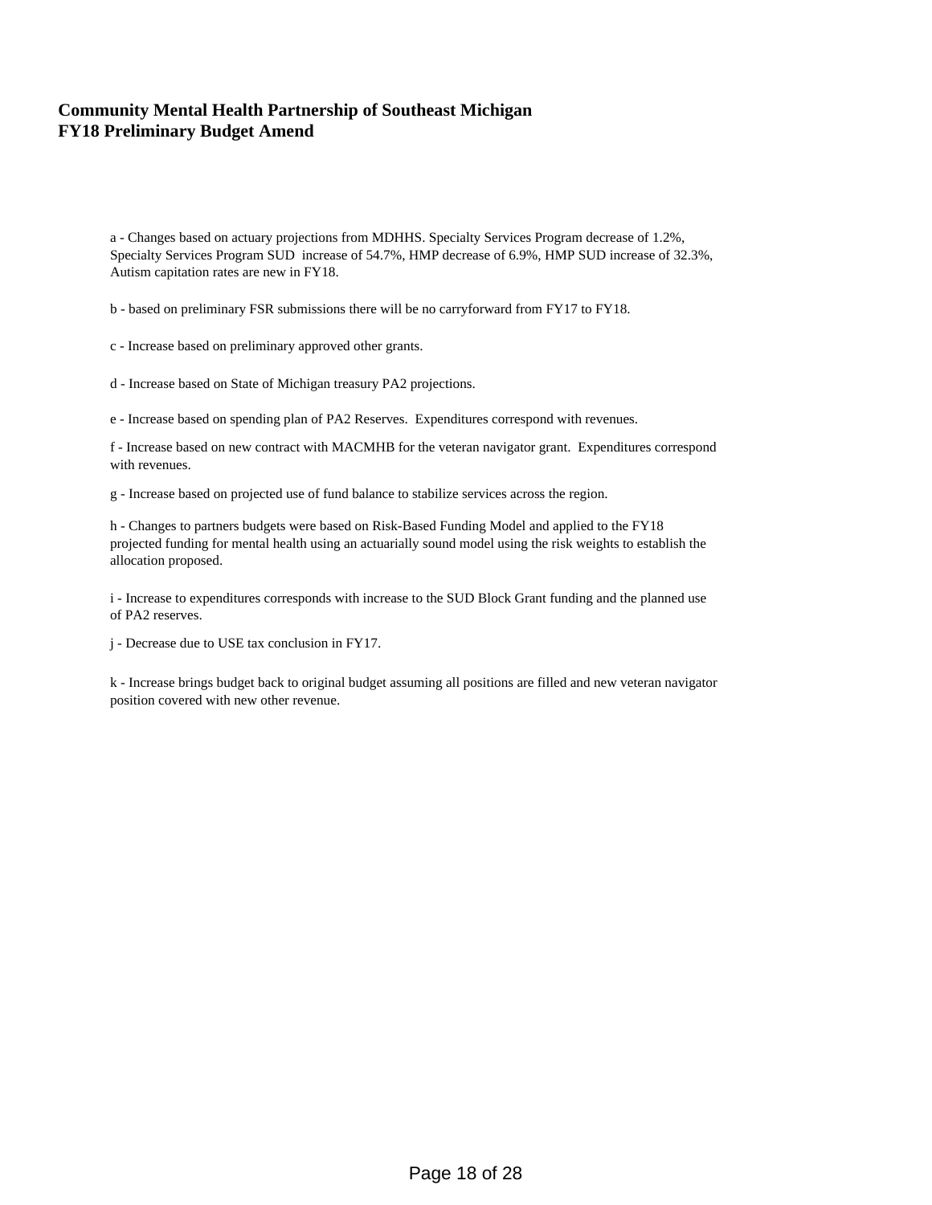**Community Mental Health Partnership of Southeast Michigan**
**FY18 Preliminary Budget Amend**

a - Changes based on actuary projections from MDHHS. Specialty Services Program decrease of 1.2%, Specialty Services Program SUD increase of 54.7%, HMP decrease of 6.9%, HMP SUD increase of 32.3%, Autism capitation rates are new in FY18.

b - based on preliminary FSR submissions there will be no carryforward from FY17 to FY18.

c - Increase based on preliminary approved other grants.

d - Increase based on State of Michigan treasury PA2 projections.

e - Increase based on spending plan of PA2 Reserves. Expenditures correspond with revenues.

f - Increase based on new contract with MACMHB for the veteran navigator grant. Expenditures correspond with revenues.

g - Increase based on projected use of fund balance to stabilize services across the region.

h - Changes to partners budgets were based on Risk-Based Funding Model and applied to the FY18 projected funding for mental health using an actuarially sound model using the risk weights to establish the allocation proposed.

i - Increase to expenditures corresponds with increase to the SUD Block Grant funding and the planned use of PA2 reserves.

j - Decrease due to USE tax conclusion in FY17.

k - Increase brings budget back to original budget assuming all positions are filled and new veteran navigator position covered with new other revenue.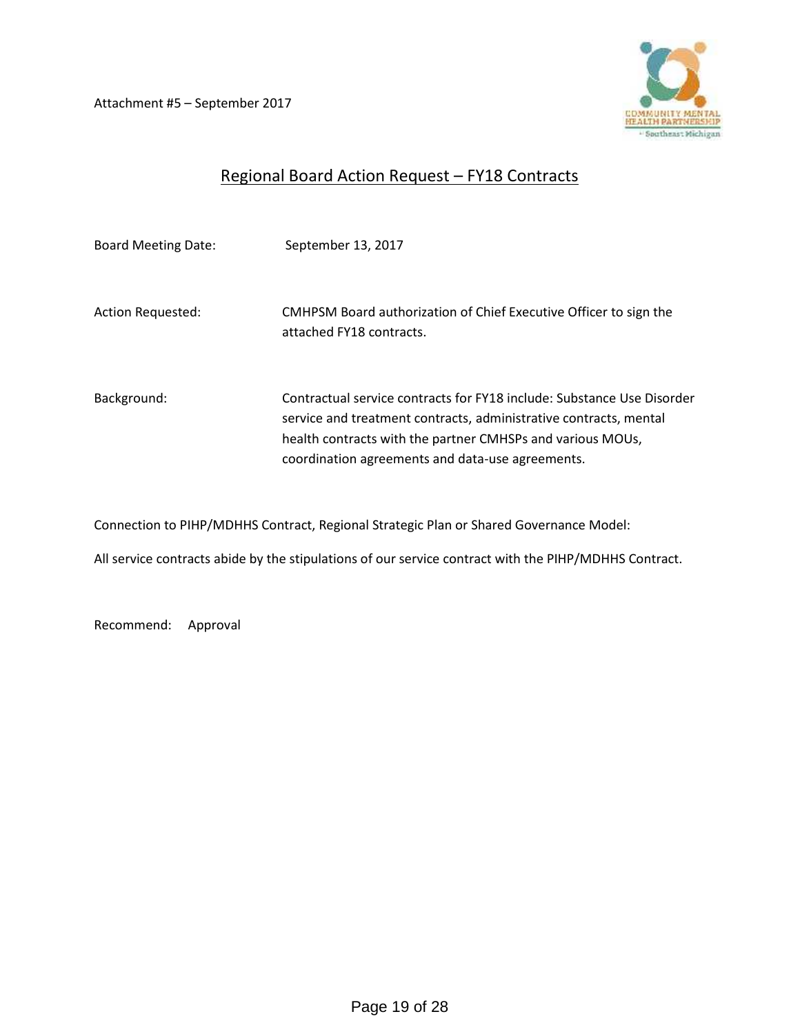Attachment #5 – September 2017

## Regional Board Action Request – FY18 Contracts

Board Meeting Date: September 13, 2017

Action Requested: CMHPSM Board authorization of Chief Executive Officer to sign the attached FY18 contracts.

Background: Contractual service contracts for FY18 include: Substance Use Disorder service and treatment contracts, administrative contracts, mental health contracts with the partner CMHSPs and various MOUs, coordination agreements and data-use agreements.

Connection to PIHP/MDHHS Contract, Regional Strategic Plan or Shared Governance Model:

All service contracts abide by the stipulations of our service contract with the PIHP/MDHHS Contract.

Recommend: Approval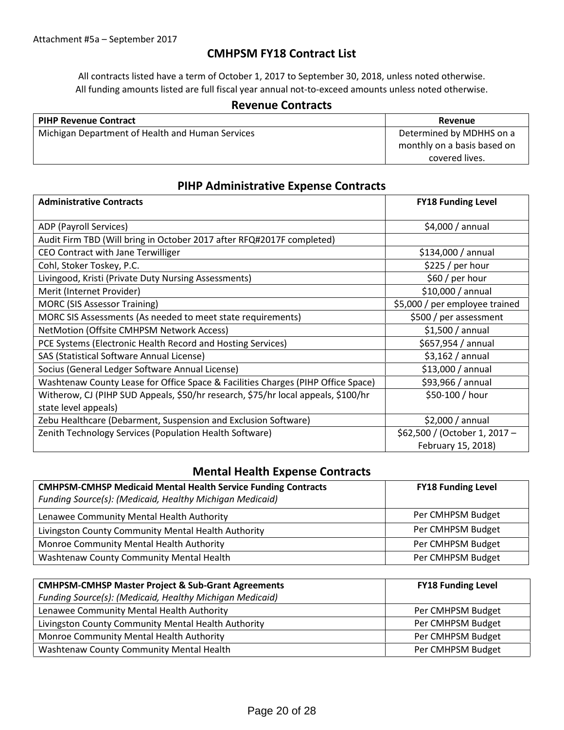Attachment #5a – September 2017

# CMHPSM FY18 Contract List

All contracts listed have a term of October 1, 2017 to September 30, 2018, unless noted otherwise.
All funding amounts listed are full fiscal year annual not-to-exceed amounts unless noted otherwise.

## Revenue Contracts

| PIHP Revenue Contract | Revenue |
|---|---|
| Michigan Department of Health and Human Services | Determined by MDHHS on a monthly on a basis based on covered lives. |

## PIHP Administrative Expense Contracts

| Administrative Contracts | FY18 Funding Level |
|---|---|
| ADP (Payroll Services) | $4,000 / annual |
| Audit Firm TBD (Will bring in October 2017 after RFQ#2017F completed) | |
| CEO Contract with Jane Terwilliger | $134,000 / annual |
| Cohl, Stoker Toskey, P.C. | $225 / per hour |
| Livingood, Kristi (Private Duty Nursing Assessments) | $60 / per hour |
| Merit (Internet Provider) | $10,000 / annual |
| MORC (SIS Assessor Training) | $5,000 / per employee trained |
| MORC SIS Assessments (As needed to meet state requirements) | $500 / per assessment |
| NetMotion (Offsite CMHPSM Network Access) | $1,500 / annual |
| PCE Systems (Electronic Health Record and Hosting Services) | $657,954 / annual |
| SAS (Statistical Software Annual License) | $3,162 / annual |
| Socius (General Ledger Software Annual License) | $13,000 / annual |
| Washtenaw County Lease for Office Space & Facilities Charges (PIHP Office Space) | $93,966 / annual |
| Witherow, CJ (PIHP SUD Appeals, $50/hr research, $75/hr local appeals, $100/hr state level appeals) | $50-100 / hour |
| Zebu Healthcare (Debarment, Suspension and Exclusion Software) | $2,000 / annual |
| Zenith Technology Services (Population Health Software) | $62,500 / (October 1, 2017 – February 15, 2018) |

## Mental Health Expense Contracts

| **CMHPSM-CMHSP Medicaid Mental Health Service Funding Contracts** *Funding Source(s): (Medicaid, Healthy Michigan Medicaid)* | **FY18 Funding Level** |
|---|---|
| Lenawee Community Mental Health Authority | Per CMHPSM Budget |
| Livingston County Community Mental Health Authority | Per CMHPSM Budget |
| Monroe Community Mental Health Authority | Per CMHPSM Budget |
| Washtenaw County Community Mental Health | Per CMHPSM Budget |

| **CMHPSM-CMHSP Master Project & Sub-Grant Agreements** *Funding Source(s): (Medicaid, Healthy Michigan Medicaid)* | **FY18 Funding Level** |
|---|---|
| Lenawee Community Mental Health Authority | Per CMHPSM Budget |
| Livingston County Community Mental Health Authority | Per CMHPSM Budget |
| Monroe Community Mental Health Authority | Per CMHPSM Budget |
| Washtenaw County Community Mental Health | Per CMHPSM Budget |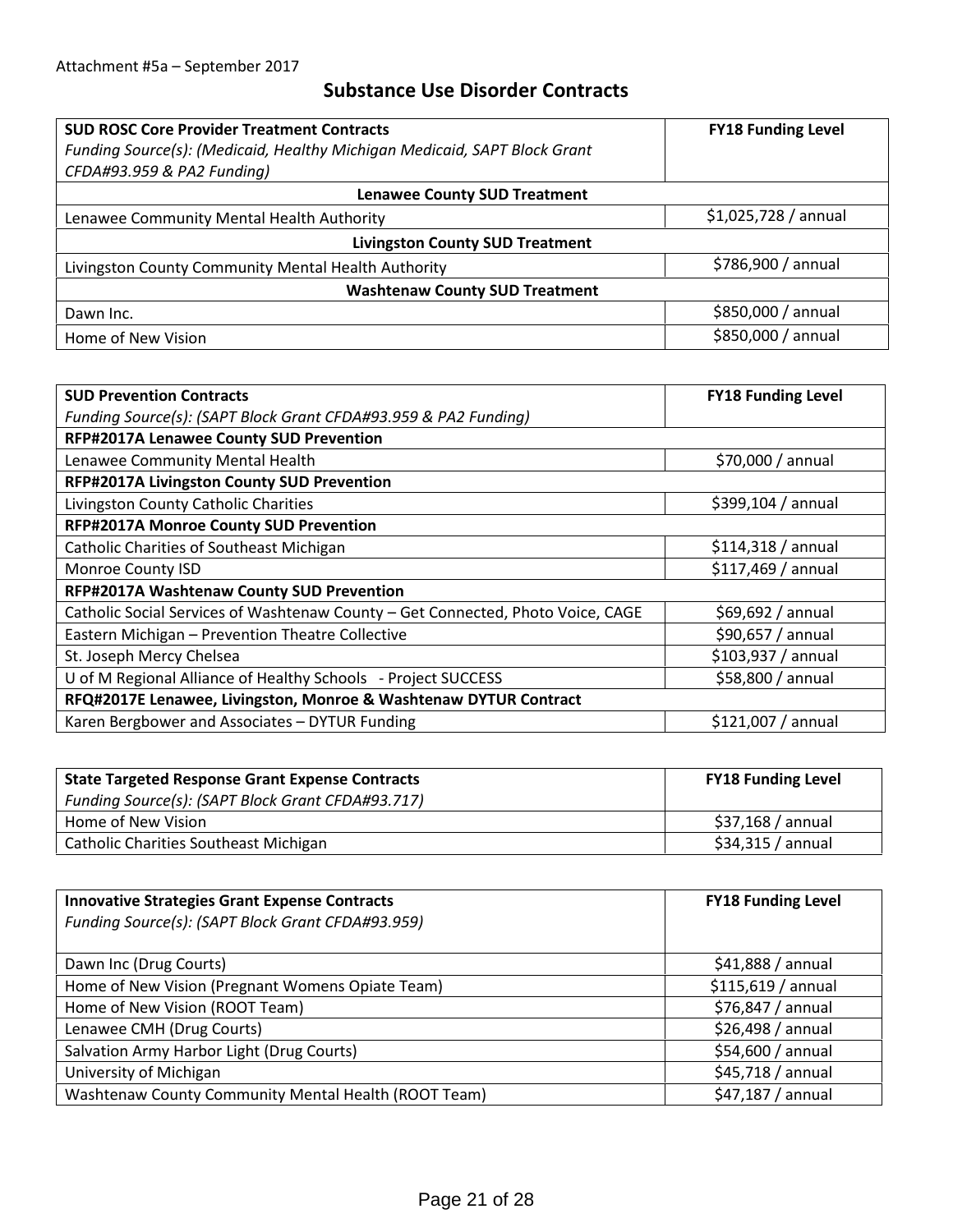Attachment #5a – September 2017

# Substance Use Disorder Contracts

| **SUD ROSC Core Provider Treatment Contracts**<br>*Funding Source(s): (Medicaid, Healthy Michigan Medicaid, SAPT Block Grant CFDA#93.959 & PA2 Funding)* | **FY18 Funding Level** |
|---|---|
| **Lenawee County SUD Treatment** | |
| Lenawee Community Mental Health Authority | $1,025,728 / annual |
| **Livingston County SUD Treatment** | |
| Livingston County Community Mental Health Authority | $786,900 / annual |
| **Washtenaw County SUD Treatment** | |
| Dawn Inc. | $850,000 / annual |
| Home of New Vision | $850,000 / annual |

| **SUD Prevention Contracts**<br>*Funding Source(s): (SAPT Block Grant CFDA#93.959 & PA2 Funding)* | **FY18 Funding Level** |
|---|---|
| **RFP#2017A Lenawee County SUD Prevention** | |
| Lenawee Community Mental Health | $70,000 / annual |
| **RFP#2017A Livingston County SUD Prevention** | |
| Livingston County Catholic Charities | $399,104 / annual |
| **RFP#2017A Monroe County SUD Prevention** | |
| Catholic Charities of Southeast Michigan | $114,318 / annual |
| Monroe County ISD | $117,469 / annual |
| **RFP#2017A Washtenaw County SUD Prevention** | |
| Catholic Social Services of Washtenaw County – Get Connected, Photo Voice, CAGE | $69,692 / annual |
| Eastern Michigan – Prevention Theatre Collective | $90,657 / annual |
| St. Joseph Mercy Chelsea | $103,937 / annual |
| U of M Regional Alliance of Healthy Schools - Project SUCCESS | $58,800 / annual |
| **RFQ#2017E Lenawee, Livingston, Monroe & Washtenaw DYTUR Contract** | |
| Karen Bergbower and Associates – DYTUR Funding | $121,007 / annual |

| **State Targeted Response Grant Expense Contracts**<br>*Funding Source(s): (SAPT Block Grant CFDA#93.717)* | **FY18 Funding Level** |
|---|---|
| Home of New Vision | $37,168 / annual |
| Catholic Charities Southeast Michigan | $34,315 / annual |

| **Innovative Strategies Grant Expense Contracts**<br>*Funding Source(s): (SAPT Block Grant CFDA#93.959)* | **FY18 Funding Level** |
|---|---|
| Dawn Inc (Drug Courts) | $41,888 / annual |
| Home of New Vision (Pregnant Womens Opiate Team) | $115,619 / annual |
| Home of New Vision (ROOT Team) | $76,847 / annual |
| Lenawee CMH (Drug Courts) | $26,498 / annual |
| Salvation Army Harbor Light (Drug Courts) | $54,600 / annual |
| University of Michigan | $45,718 / annual |
| Washtenaw County Community Mental Health (ROOT Team) | $47,187 / annual |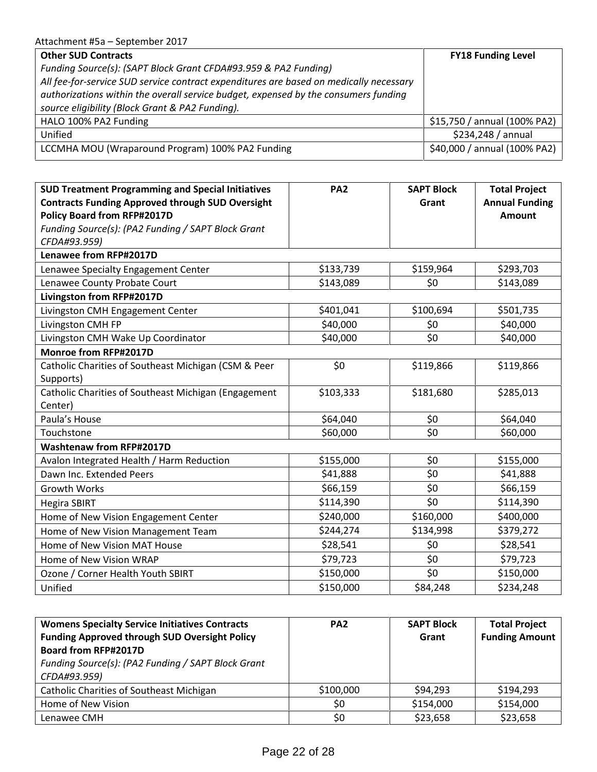Attachment #5a – September 2017

| **Other SUD Contracts**<br>*Funding Source(s): (SAPT Block Grant CFDA#93.959 & PA2 Funding)*<br>*All fee-for-service SUD service contract expenditures are based on medically necessary authorizations within the overall service budget, expensed by the consumers funding source eligibility (Block Grant & PA2 Funding).* | **FY18 Funding Level** |
|---|---|
| HALO 100% PA2 Funding | $15,750 / annual (100% PA2) |
| Unified | $234,248 / annual |
| LCCMHA MOU (Wraparound Program) 100% PA2 Funding | $40,000 / annual (100% PA2) |

| **SUD Treatment Programming and Special Initiatives Contracts Funding Approved through SUD Oversight Policy Board from RFP#2017D**<br>*Funding Source(s): (PA2 Funding / SAPT Block Grant CFDA#93.959)* | **PA2** | **SAPT Block Grant** | **Total Project Annual Funding Amount** |
|---|---|---|---|
| **Lenawee from RFP#2017D** | | | |
| Lenawee Specialty Engagement Center | $133,739 | $159,964 | $293,703 |
| Lenawee County Probate Court | $143,089 | $0 | $143,089 |
| **Livingston from RFP#2017D** | | | |
| Livingston CMH Engagement Center | $401,041 | $100,694 | $501,735 |
| Livingston CMH FP | $40,000 | $0 | $40,000 |
| Livingston CMH Wake Up Coordinator | $40,000 | $0 | $40,000 |
| **Monroe from RFP#2017D** | | | |
| Catholic Charities of Southeast Michigan (CSM & Peer Supports) | $0 | $119,866 | $119,866 |
| Catholic Charities of Southeast Michigan (Engagement Center) | $103,333 | $181,680 | $285,013 |
| Paula's House | $64,040 | $0 | $64,040 |
| Touchstone | $60,000 | $0 | $60,000 |
| **Washtenaw from RFP#2017D** | | | |
| Avalon Integrated Health / Harm Reduction | $155,000 | $0 | $155,000 |
| Dawn Inc. Extended Peers | $41,888 | $0 | $41,888 |
| Growth Works | $66,159 | $0 | $66,159 |
| Hegira SBIRT | $114,390 | $0 | $114,390 |
| Home of New Vision Engagement Center | $240,000 | $160,000 | $400,000 |
| Home of New Vision Management Team | $244,274 | $134,998 | $379,272 |
| Home of New Vision MAT House | $28,541 | $0 | $28,541 |
| Home of New Vision WRAP | $79,723 | $0 | $79,723 |
| Ozone / Corner Health Youth SBIRT | $150,000 | $0 | $150,000 |
| Unified | $150,000 | $84,248 | $234,248 |

| **Womens Specialty Service Initiatives Contracts Funding Approved through SUD Oversight Policy Board from RFP#2017D**<br>*Funding Source(s): (PA2 Funding / SAPT Block Grant CFDA#93.959)* | **PA2** | **SAPT Block Grant** | **Total Project Funding Amount** |
|---|---|---|---|
| Catholic Charities of Southeast Michigan | $100,000 | $94,293 | $194,293 |
| Home of New Vision | $0 | $154,000 | $154,000 |
| Lenawee CMH | $0 | $23,658 | $23,658 |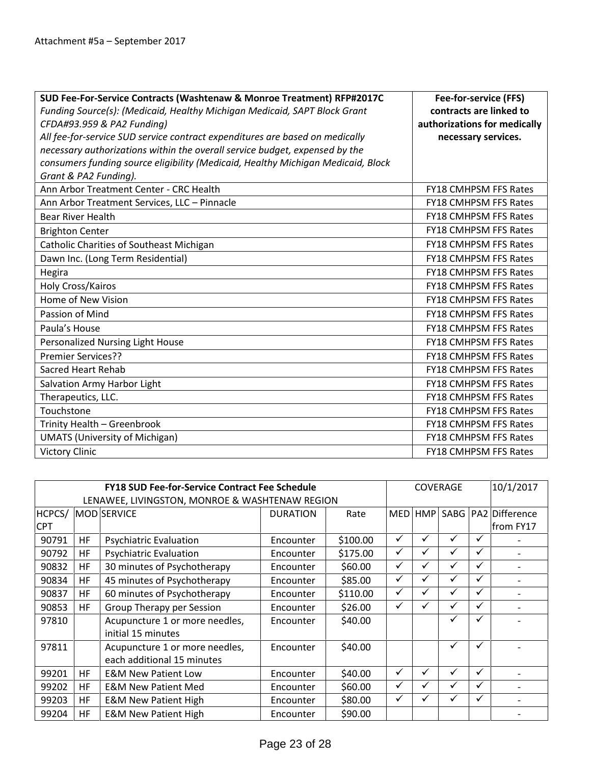Attachment #5a – September 2017

| **SUD Fee-For-Service Contracts (Washtenaw & Monroe Treatment) RFP#2017C** *Funding Source(s): (Medicaid, Healthy Michigan Medicaid, SAPT Block Grant CFDA#93.959 & PA2 Funding)* *All fee-for-service SUD service contract expenditures are based on medically necessary authorizations within the overall service budget, expensed by the consumers funding source eligibility (Medicaid, Healthy Michigan Medicaid, Block Grant & PA2 Funding).* | **Fee-for-service (FFS) contracts are linked to authorizations for medically necessary services.** |
|---|---|
| Ann Arbor Treatment Center - CRC Health | FY18 CMHPSM FFS Rates |
| Ann Arbor Treatment Services, LLC – Pinnacle | FY18 CMHPSM FFS Rates |
| Bear River Health | FY18 CMHPSM FFS Rates |
| Brighton Center | FY18 CMHPSM FFS Rates |
| Catholic Charities of Southeast Michigan | FY18 CMHPSM FFS Rates |
| Dawn Inc. (Long Term Residential) | FY18 CMHPSM FFS Rates |
| Hegira | FY18 CMHPSM FFS Rates |
| Holy Cross/Kairos | FY18 CMHPSM FFS Rates |
| Home of New Vision | FY18 CMHPSM FFS Rates |
| Passion of Mind | FY18 CMHPSM FFS Rates |
| Paula's House | FY18 CMHPSM FFS Rates |
| Personalized Nursing Light House | FY18 CMHPSM FFS Rates |
| Premier Services?? | FY18 CMHPSM FFS Rates |
| Sacred Heart Rehab | FY18 CMHPSM FFS Rates |
| Salvation Army Harbor Light | FY18 CMHPSM FFS Rates |
| Therapeutics, LLC. | FY18 CMHPSM FFS Rates |
| Touchstone | FY18 CMHPSM FFS Rates |
| Trinity Health – Greenbrook | FY18 CMHPSM FFS Rates |
| UMATS (University of Michigan) | FY18 CMHPSM FFS Rates |
| Victory Clinic | FY18 CMHPSM FFS Rates |

| **FY18 SUD Fee-for-Service Contract Fee Schedule** LENAWEE, LIVINGSTON, MONROE & WASHTENAW REGION | | | | | COVERAGE | | | | 10/1/2017 |
|---|---|---|---|---|---|---|---|---|---|
| HCPCS/CPT | MOD | SERVICE | DURATION | Rate | MED | HMP | SABG | PA2 | Difference from FY17 |
| 90791 | HF | Psychiatric Evaluation | Encounter | $100.00 | ✓ | ✓ | ✓ | ✓ | - |
| 90792 | HF | Psychiatric Evaluation | Encounter | $175.00 | ✓ | ✓ | ✓ | ✓ | - |
| 90832 | HF | 30 minutes of Psychotherapy | Encounter | $60.00 | ✓ | ✓ | ✓ | ✓ | - |
| 90834 | HF | 45 minutes of Psychotherapy | Encounter | $85.00 | ✓ | ✓ | ✓ | ✓ | - |
| 90837 | HF | 60 minutes of Psychotherapy | Encounter | $110.00 | ✓ | ✓ | ✓ | ✓ | - |
| 90853 | HF | Group Therapy per Session | Encounter | $26.00 | ✓ | ✓ | ✓ | ✓ | - |
| 97810 | | Acupuncture 1 or more needles, initial 15 minutes | Encounter | $40.00 | | | ✓ | ✓ | - |
| 97811 | | Acupuncture 1 or more needles, each additional 15 minutes | Encounter | $40.00 | | | ✓ | ✓ | - |
| 99201 | HF | E&M New Patient Low | Encounter | $40.00 | ✓ | ✓ | ✓ | ✓ | - |
| 99202 | HF | E&M New Patient Med | Encounter | $60.00 | ✓ | ✓ | ✓ | ✓ | - |
| 99203 | HF | E&M New Patient High | Encounter | $80.00 | ✓ | ✓ | ✓ | ✓ | - |
| 99204 | HF | E&M New Patient High | Encounter | $90.00 | | | | | - |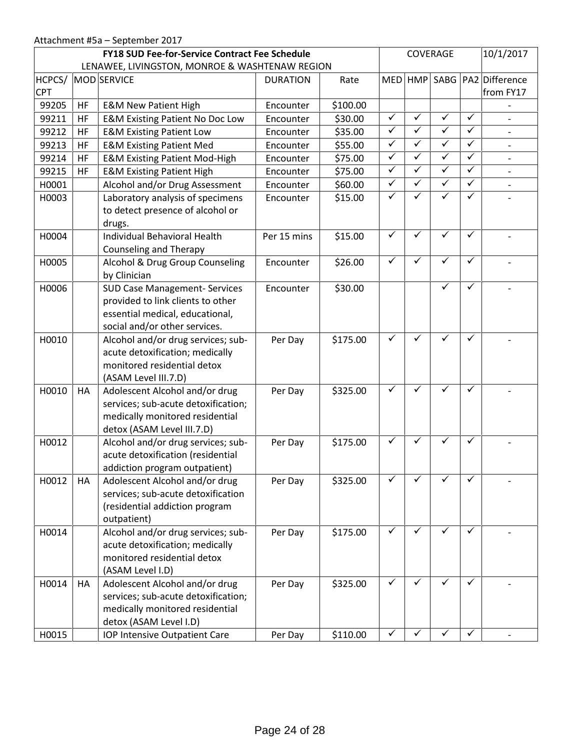Attachment #5a – September 2017

| FY18 SUD Fee-for-Service Contract Fee Schedule<br>LENAWEE, LIVINGSTON, MONROE & WASHTENAW REGION | | | | | COVERAGE | | | | 10/1/2017 |
|---|---|---|---|---|---|---|---|---|---|
| HCPCS/ CPT | MOD | SERVICE | DURATION | Rate | MED | HMP | SABG | PA2 | Difference from FY17 |
| 99205 | HF | E&M New Patient High | Encounter | $100.00 | | | | | - |
| 99211 | HF | E&M Existing Patient No Doc Low | Encounter | $30.00 | ✓ | ✓ | ✓ | ✓ | - |
| 99212 | HF | E&M Existing Patient Low | Encounter | $35.00 | ✓ | ✓ | ✓ | ✓ | - |
| 99213 | HF | E&M Existing Patient Med | Encounter | $55.00 | ✓ | ✓ | ✓ | ✓ | - |
| 99214 | HF | E&M Existing Patient Mod-High | Encounter | $75.00 | ✓ | ✓ | ✓ | ✓ | - |
| 99215 | HF | E&M Existing Patient High | Encounter | $75.00 | ✓ | ✓ | ✓ | ✓ | - |
| H0001 | | Alcohol and/or Drug Assessment | Encounter | $60.00 | ✓ | ✓ | ✓ | ✓ | - |
| H0003 | | Laboratory analysis of specimens to detect presence of alcohol or drugs. | Encounter | $15.00 | ✓ | ✓ | ✓ | ✓ | - |
| H0004 | | Individual Behavioral Health Counseling and Therapy | Per 15 mins | $15.00 | ✓ | ✓ | ✓ | ✓ | - |
| H0005 | | Alcohol & Drug Group Counseling by Clinician | Encounter | $26.00 | ✓ | ✓ | ✓ | ✓ | - |
| H0006 | | SUD Case Management- Services provided to link clients to other essential medical, educational, social and/or other services. | Encounter | $30.00 | | | ✓ | ✓ | - |
| H0010 | | Alcohol and/or drug services; sub-acute detoxification; medically monitored residential detox (ASAM Level III.7.D) | Per Day | $175.00 | ✓ | ✓ | ✓ | ✓ | - |
| H0010 | HA | Adolescent Alcohol and/or drug services; sub-acute detoxification; medically monitored residential detox (ASAM Level III.7.D) | Per Day | $325.00 | ✓ | ✓ | ✓ | ✓ | - |
| H0012 | | Alcohol and/or drug services; sub-acute detoxification (residential addiction program outpatient) | Per Day | $175.00 | ✓ | ✓ | ✓ | ✓ | - |
| H0012 | HA | Adolescent Alcohol and/or drug services; sub-acute detoxification (residential addiction program outpatient) | Per Day | $325.00 | ✓ | ✓ | ✓ | ✓ | - |
| H0014 | | Alcohol and/or drug services; sub-acute detoxification; medically monitored residential detox (ASAM Level I.D) | Per Day | $175.00 | ✓ | ✓ | ✓ | ✓ | - |
| H0014 | HA | Adolescent Alcohol and/or drug services; sub-acute detoxification; medically monitored residential detox (ASAM Level I.D) | Per Day | $325.00 | ✓ | ✓ | ✓ | ✓ | - |
| H0015 | | IOP Intensive Outpatient Care | Per Day | $110.00 | ✓ | ✓ | ✓ | ✓ | - |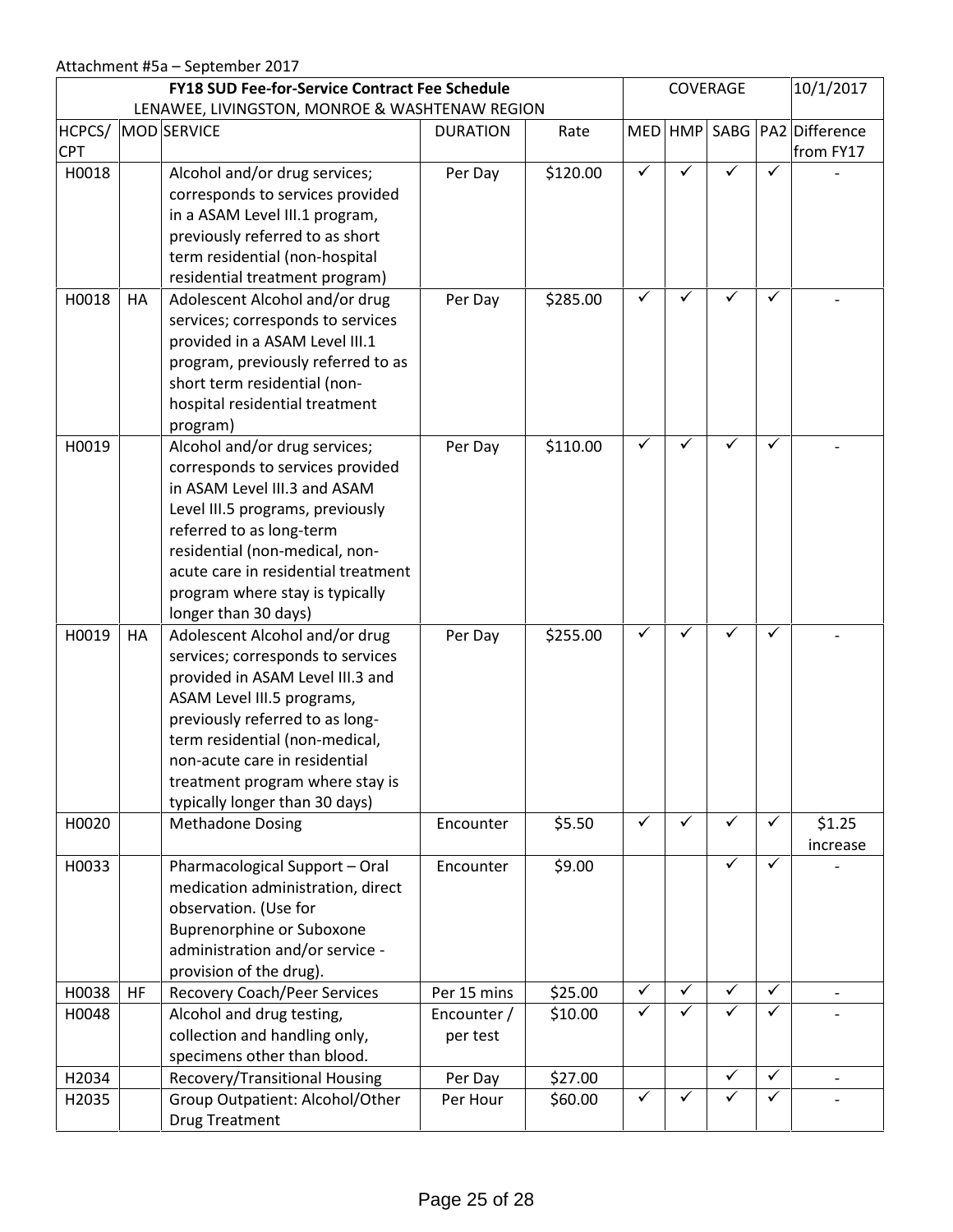Attachment #5a – September 2017

| FY18 SUD Fee-for-Service Contract Fee Schedule LENAWEE, LIVINGSTON, MONROE & WASHTENAW REGION | | | | | COVERAGE | | | | 10/1/2017 |
|---|---|---|---|---|---|---|---|---|---|
| HCPCS/ CPT | MOD | SERVICE | DURATION | Rate | MED | HMP | SABG | PA2 | Difference from FY17 |
| H0018 | | Alcohol and/or drug services; corresponds to services provided in a ASAM Level III.1 program, previously referred to as short term residential (non-hospital residential treatment program) | Per Day | $120.00 | ✓ | ✓ | ✓ | ✓ | - |
| H0018 | HA | Adolescent Alcohol and/or drug services; corresponds to services provided in a ASAM Level III.1 program, previously referred to as short term residential (non-hospital residential treatment program) | Per Day | $285.00 | ✓ | ✓ | ✓ | ✓ | - |
| H0019 | | Alcohol and/or drug services; corresponds to services provided in ASAM Level III.3 and ASAM Level III.5 programs, previously referred to as long-term residential (non-medical, non-acute care in residential treatment program where stay is typically longer than 30 days) | Per Day | $110.00 | ✓ | ✓ | ✓ | ✓ | - |
| H0019 | HA | Adolescent Alcohol and/or drug services; corresponds to services provided in ASAM Level III.3 and ASAM Level III.5 programs, previously referred to as long-term residential (non-medical, non-acute care in residential treatment program where stay is typically longer than 30 days) | Per Day | $255.00 | ✓ | ✓ | ✓ | ✓ | - |
| H0020 | | Methadone Dosing | Encounter | $5.50 | ✓ | ✓ | ✓ | ✓ | $1.25 increase |
| H0033 | | Pharmacological Support – Oral medication administration, direct observation. (Use for Buprenorphine or Suboxone administration and/or service - provision of the drug). | Encounter | $9.00 | | | ✓ | ✓ | - |
| H0038 | HF | Recovery Coach/Peer Services | Per 15 mins | $25.00 | ✓ | ✓ | ✓ | ✓ | - |
| H0048 | | Alcohol and drug testing, collection and handling only, specimens other than blood. | Encounter / per test | $10.00 | ✓ | ✓ | ✓ | ✓ | - |
| H2034 | | Recovery/Transitional Housing | Per Day | $27.00 | | | ✓ | ✓ | - |
| H2035 | | Group Outpatient: Alcohol/Other Drug Treatment | Per Hour | $60.00 | ✓ | ✓ | ✓ | ✓ | - |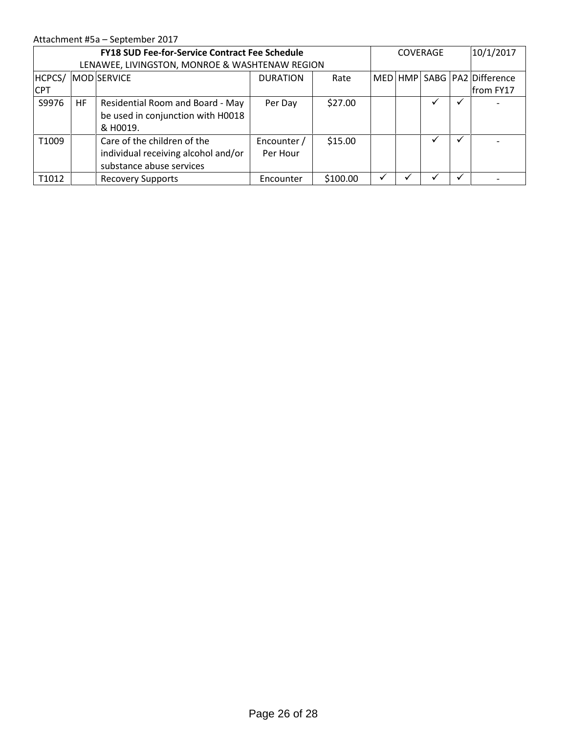Attachment #5a – September 2017

| **FY18 SUD Fee-for-Service Contract Fee Schedule** LENAWEE, LIVINGSTON, MONROE & WASHTENAW REGION | | | | | COVERAGE | | | | 10/1/2017 |
|---|---|---|---|---|---|---|---|---|---|
| HCPCS/ CPT | MOD | SERVICE | DURATION | Rate | MED | HMP | SABG | PA2 | Difference from FY17 |
| S9976 | HF | Residential Room and Board - May be used in conjunction with H0018 & H0019. | Per Day | $27.00 | | | ✓ | ✓ | - |
| T1009 | | Care of the children of the individual receiving alcohol and/or substance abuse services | Encounter / Per Hour | $15.00 | | | ✓ | ✓ | - |
| T1012 | | Recovery Supports | Encounter | $100.00 | ✓ | ✓ | ✓ | ✓ | - |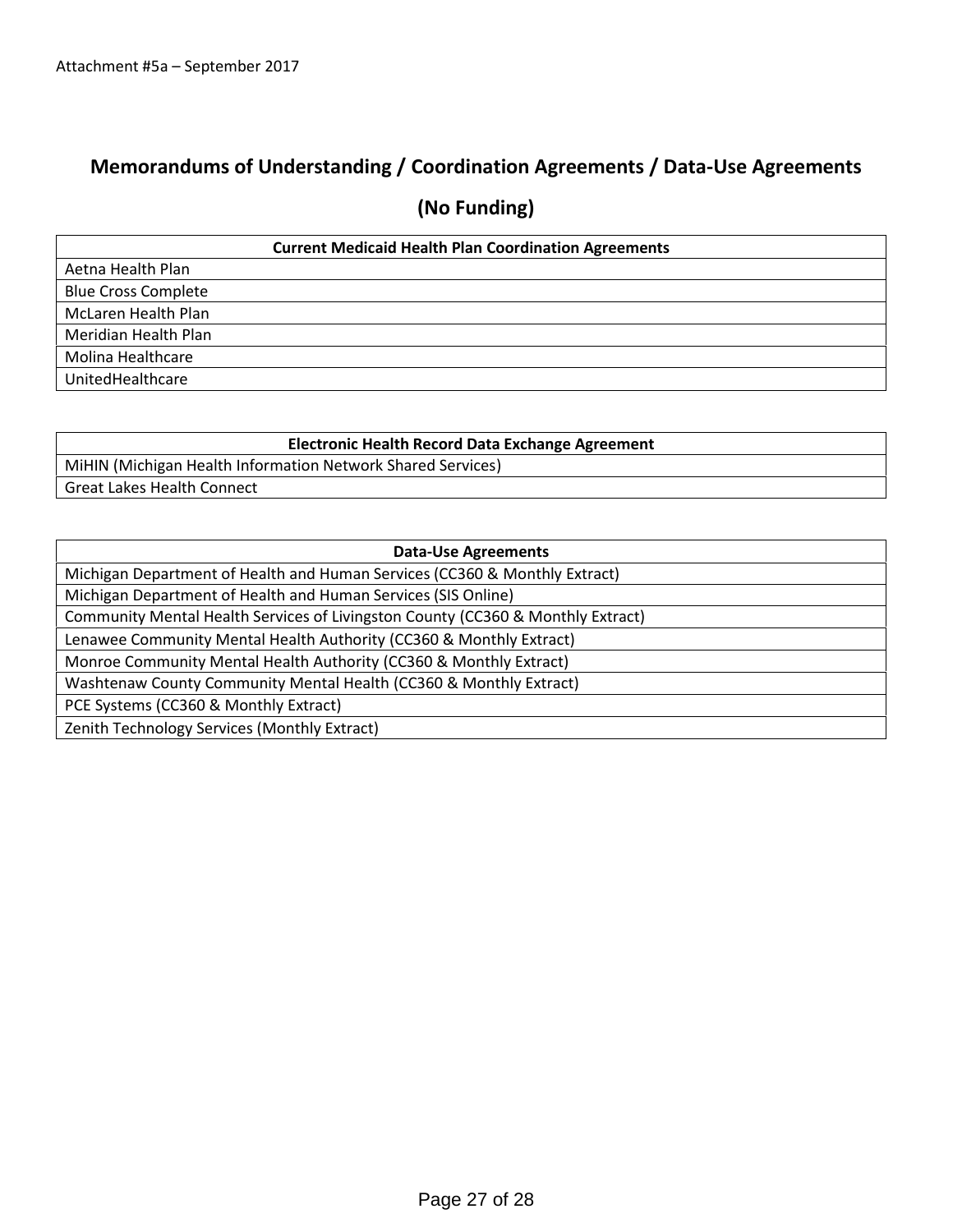Attachment #5a – September 2017

# Memorandums of Understanding / Coordination Agreements / Data-Use Agreements

## (No Funding)

| Current Medicaid Health Plan Coordination Agreements |
| --- |
| Aetna Health Plan |
| Blue Cross Complete |
| McLaren Health Plan |
| Meridian Health Plan |
| Molina Healthcare |
| UnitedHealthcare |

| Electronic Health Record Data Exchange Agreement |
| --- |
| MiHIN (Michigan Health Information Network Shared Services) |
| Great Lakes Health Connect |

| Data-Use Agreements |
| --- |
| Michigan Department of Health and Human Services (CC360 & Monthly Extract) |
| Michigan Department of Health and Human Services (SIS Online) |
| Community Mental Health Services of Livingston County (CC360 & Monthly Extract) |
| Lenawee Community Mental Health Authority (CC360 & Monthly Extract) |
| Monroe Community Mental Health Authority (CC360 & Monthly Extract) |
| Washtenaw County Community Mental Health (CC360 & Monthly Extract) |
| PCE Systems (CC360 & Monthly Extract) |
| Zenith Technology Services (Monthly Extract) |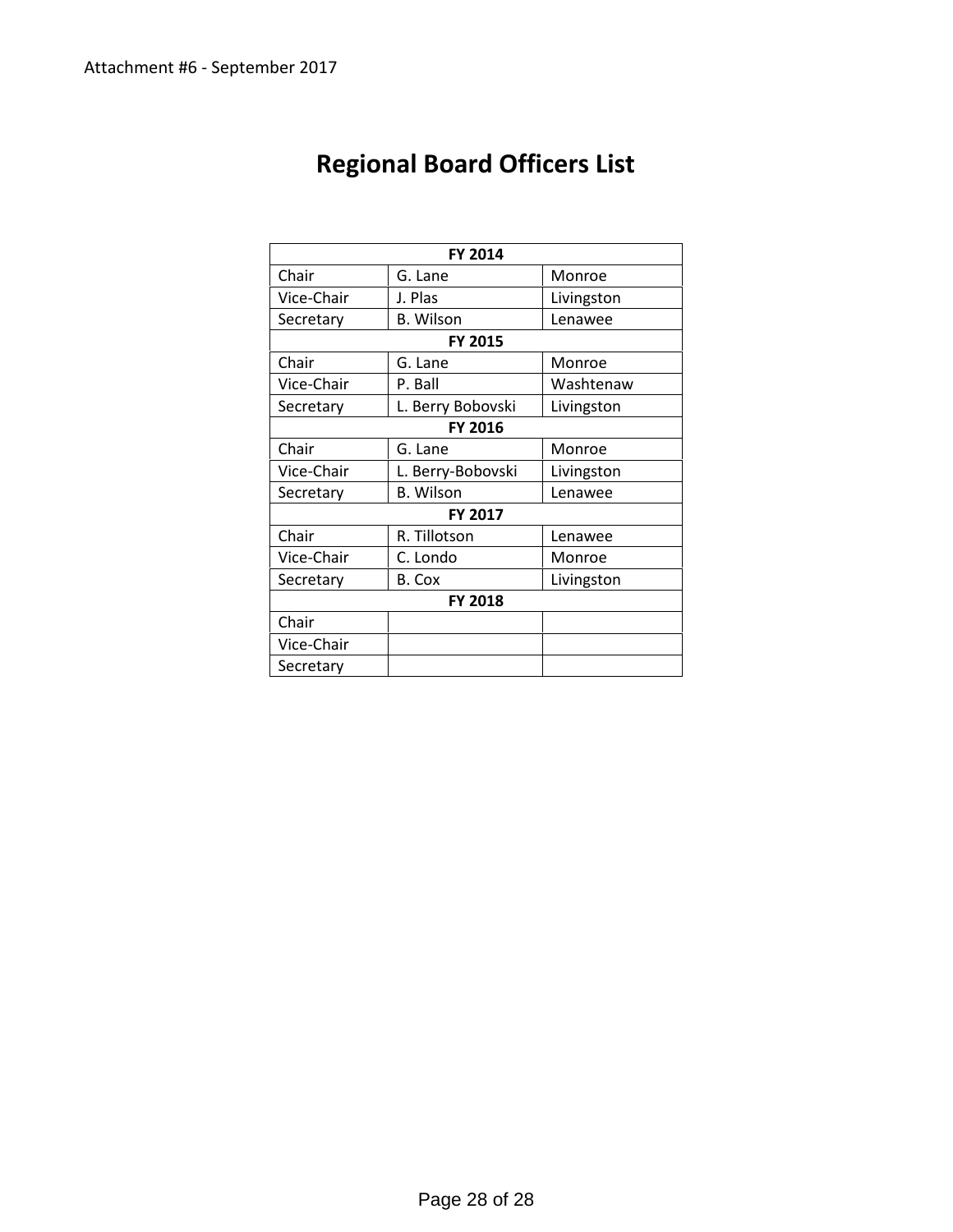Attachment #6 - September 2017

# Regional Board Officers List

| | | |
|---|---|---|
| **FY 2014** | | |
| Chair | G. Lane | Monroe |
| Vice-Chair | J. Plas | Livingston |
| Secretary | B. Wilson | Lenawee |
| **FY 2015** | | |
| Chair | G. Lane | Monroe |
| Vice-Chair | P. Ball | Washtenaw |
| Secretary | L. Berry Bobovski | Livingston |
| **FY 2016** | | |
| Chair | G. Lane | Monroe |
| Vice-Chair | L. Berry-Bobovski | Livingston |
| Secretary | B. Wilson | Lenawee |
| **FY 2017** | | |
| Chair | R. Tillotson | Lenawee |
| Vice-Chair | C. Londo | Monroe |
| Secretary | B. Cox | Livingston |
| **FY 2018** | | |
| Chair | | |
| Vice-Chair | | |
| Secretary | | |